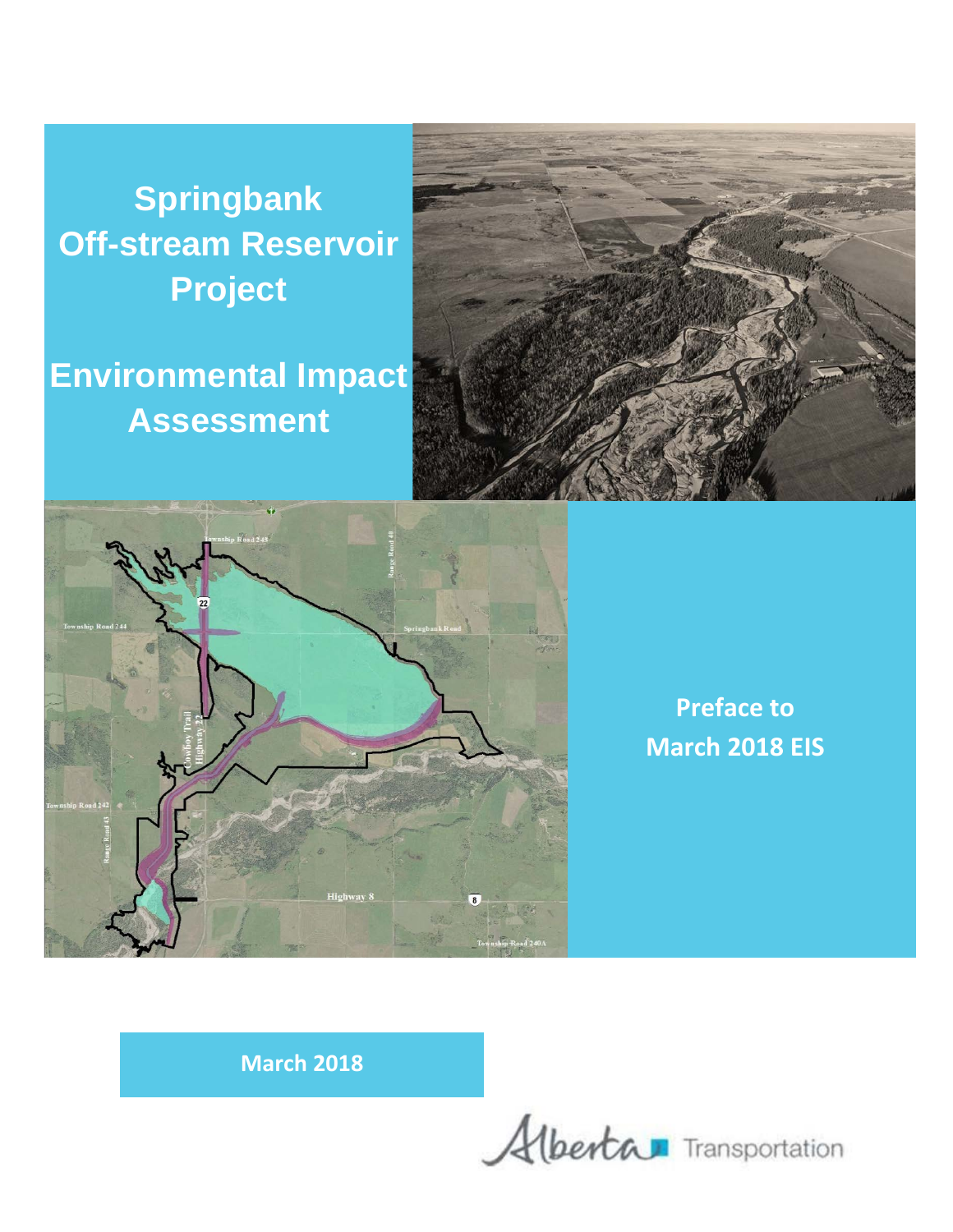# Springbank Off-stream Reservoir Project

# Environmental Impact Assessment

## Preface to March 2018 EIS

**March 2018**

Alberta Transportation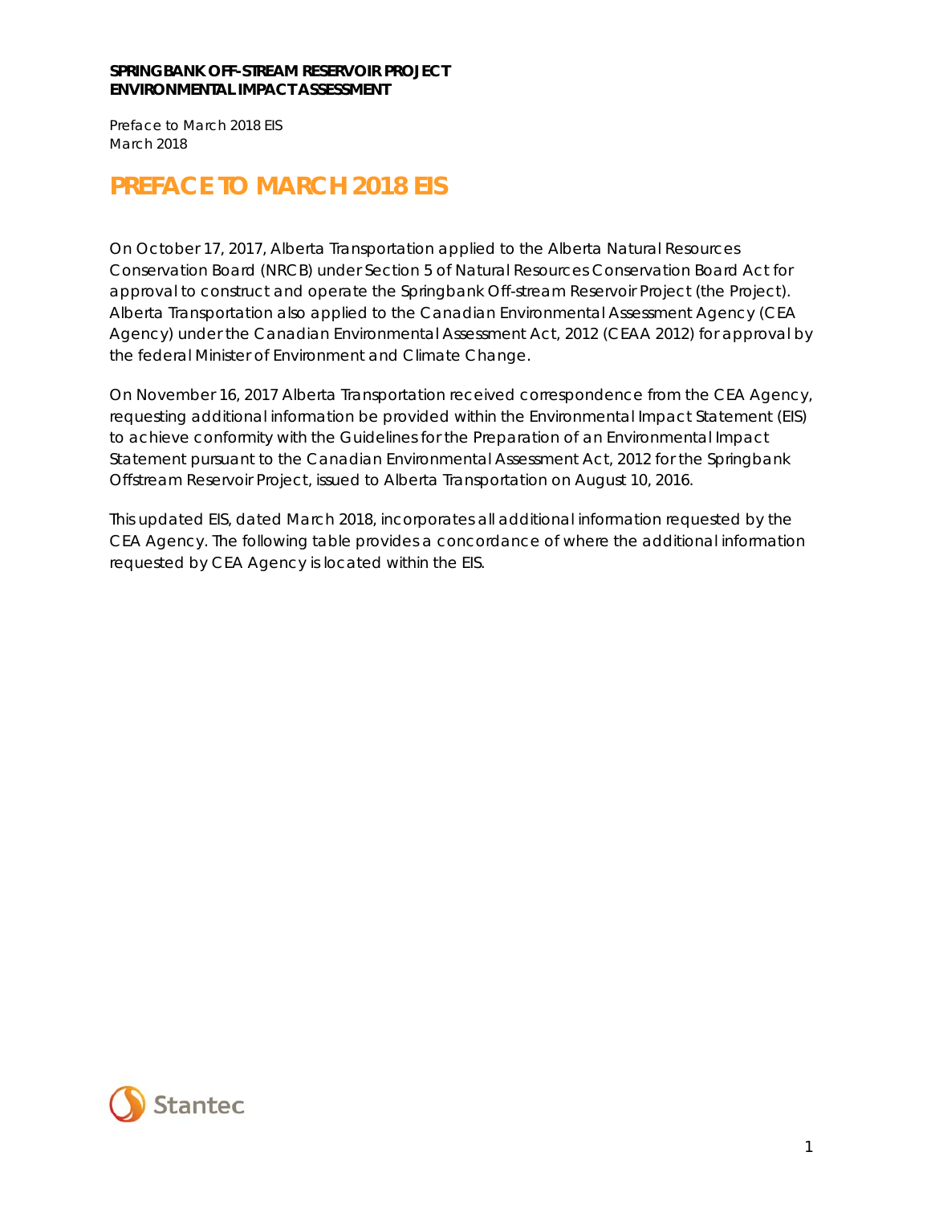# PREFACE TO MARCH 2018 EIS

On October 17, 2017, Alberta Transportation applied to the Alberta Natural Resources Conservation Board (NRCB) under Section 5 of Natural Resources Conservation Board Act for approval to construct and operate the Springbank Off-stream Reservoir Project (the Project). Alberta Transportation also applied to the Canadian Environmental Assessment Agency (CEA Agency) under the Canadian Environmental Assessment Act, 2012 (CEAA 2012) for approval by the federal Minister of Environment and Climate Change.

On November 16, 2017 Alberta Transportation received correspondence from the CEA Agency, requesting additional information be provided within the Environmental Impact Statement (EIS) to achieve conformity with the Guidelines for the Preparation of an Environmental Impact Statement pursuant to the Canadian Environmental Assessment Act, 2012 for the Springbank Offstream Reservoir Project, issued to Alberta Transportation on August 10, 2016.

This updated EIS, dated March 2018, incorporates all additional information requested by the CEA Agency. The following table provides a concordance of where the additional information requested by CEA Agency is located within the EIS.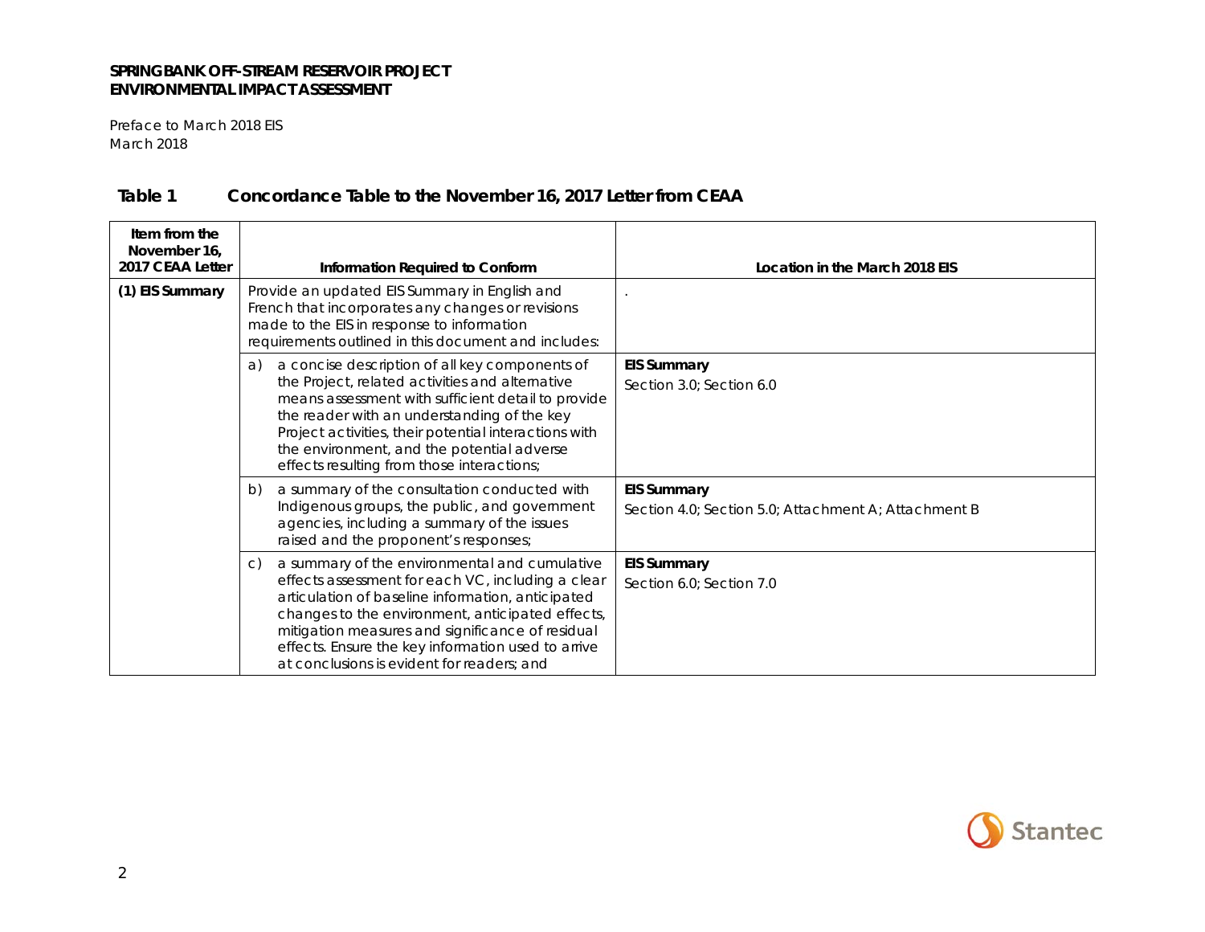**Table 1 Concordance Table to the November 16, 2017 Letter from CEAA**

| Item from the November 16, 2017 CEAA Letter | Information Required to Conform | Location in the March 2018 EIS |
|---|---|---|
| **(1) EIS Summary** | Provide an updated EIS Summary in English and French that incorporates any changes or revisions made to the EIS in response to information requirements outlined in this document and includes: | . |
| | a) a concise description of all key components of the Project, related activities and alternative means assessment with sufficient detail to provide the reader with an understanding of the key Project activities, their potential interactions with the environment, and the potential adverse effects resulting from those interactions; | **EIS Summary**<br>Section 3.0; Section 6.0 |
| | b) a summary of the consultation conducted with Indigenous groups, the public, and government agencies, including a summary of the issues raised and the proponent's responses; | **EIS Summary**<br>Section 4.0; Section 5.0; Attachment A; Attachment B |
| | c) a summary of the environmental and cumulative effects assessment for each VC, including a clear articulation of baseline information, anticipated changes to the environment, anticipated effects, mitigation measures and significance of residual effects. Ensure the key information used to arrive at conclusions is evident for readers; and | **EIS Summary**<br>Section 6.0; Section 7.0 |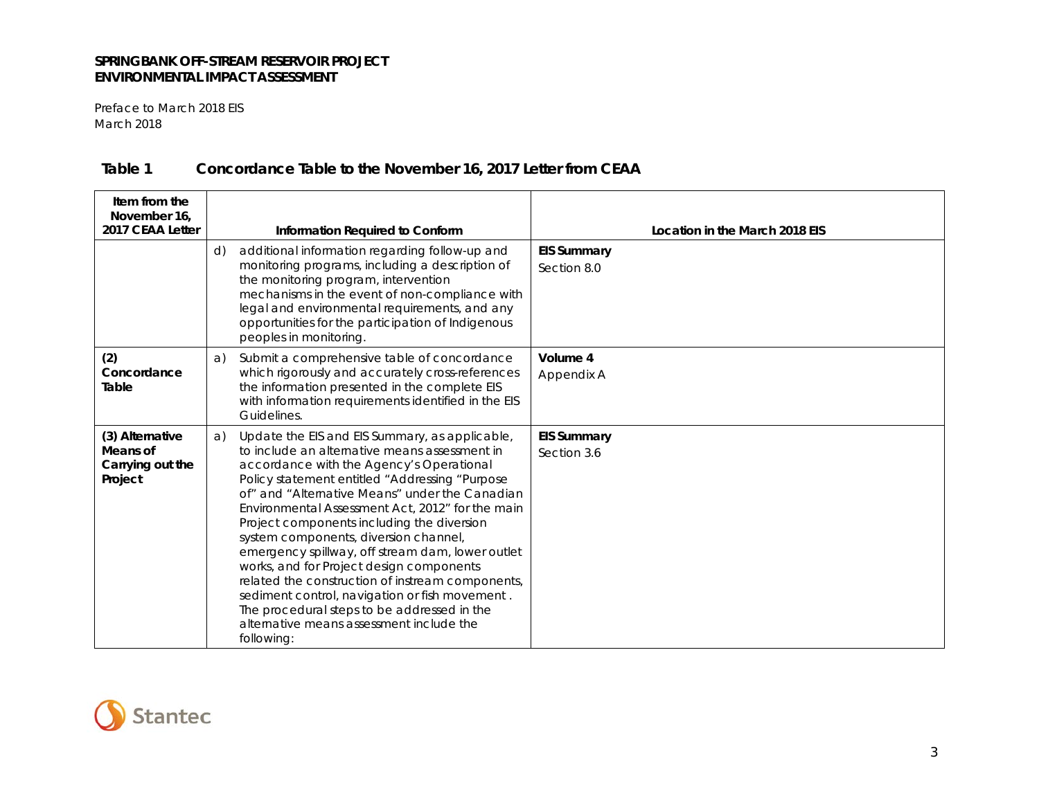## Table 1 Concordance Table to the November 16, 2017 Letter from CEAA

| Item from the November 16, 2017 CEAA Letter | Information Required to Conform | Location in the March 2018 EIS |
|---|---|---|
| | d) additional information regarding follow-up and monitoring programs, including a description of the monitoring program, intervention mechanisms in the event of non-compliance with legal and environmental requirements, and any opportunities for the participation of Indigenous peoples in monitoring. | **EIS Summary** Section 8.0 |
| **(2) Concordance Table** | a) Submit a comprehensive table of concordance which rigorously and accurately cross-references the information presented in the complete EIS with information requirements identified in the EIS Guidelines. | **Volume 4** Appendix A |
| **(3) Alternative Means of Carrying out the Project** | a) Update the EIS and EIS Summary, as applicable, to include an alternative means assessment in accordance with the Agency's Operational Policy statement entitled "Addressing "Purpose of" and "Alternative Means" under the Canadian Environmental Assessment Act, 2012" for the main Project components including the diversion system components, diversion channel, emergency spillway, off stream dam, lower outlet works, and for Project design components related the construction of instream components, sediment control, navigation or fish movement . The procedural steps to be addressed in the alternative means assessment include the following: | **EIS Summary** Section 3.6 |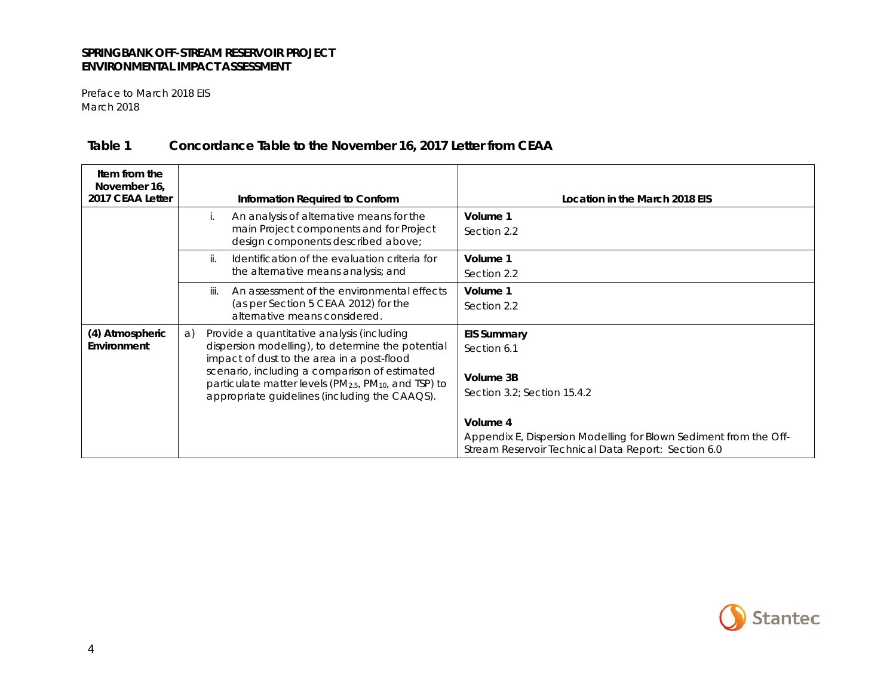**Table 1 Concordance Table to the November 16, 2017 Letter from CEAA**

| Item from the November 16, 2017 CEAA Letter | Information Required to Conform | Location in the March 2018 EIS |
|---|---|---|
| | i. An analysis of alternative means for the main Project components and for Project design components described above; | **Volume 1**<br>Section 2.2 |
| | ii. Identification of the evaluation criteria for the alternative means analysis; and | **Volume 1**<br>Section 2.2 |
| | iii. An assessment of the environmental effects (as per Section 5 CEAA 2012) for the alternative means considered. | **Volume 1**<br>Section 2.2 |
| **(4) Atmospheric Environment** | a) Provide a quantitative analysis (including dispersion modelling), to determine the potential impact of dust to the area in a post-flood scenario, including a comparison of estimated particulate matter levels ($PM_{2.5}$, $PM_{10}$, and TSP) to appropriate guidelines (including the CAAQS). | **EIS Summary**<br>Section 6.1<br><br>**Volume 3B**<br>Section 3.2; Section 15.4.2<br><br>**Volume 4**<br>Appendix E, Dispersion Modelling for Blown Sediment from the Off-Stream Reservoir Technical Data Report: Section 6.0 |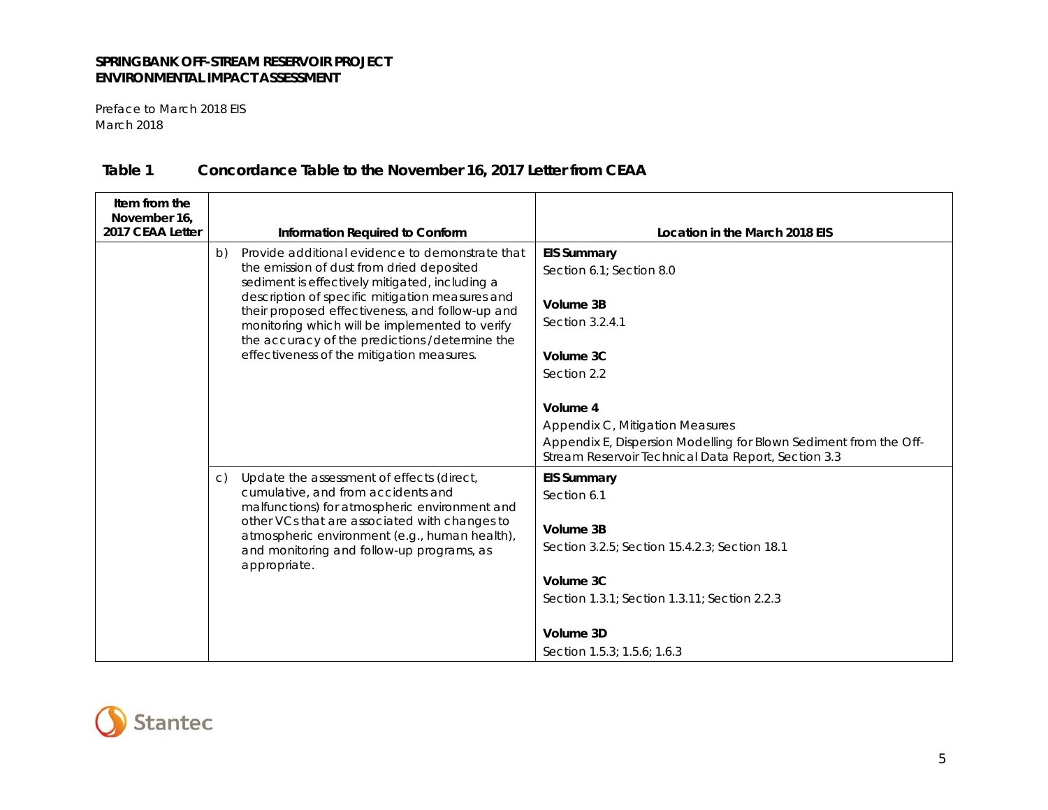**Table 1 Concordance Table to the November 16, 2017 Letter from CEAA**

| Item from the November 16, 2017 CEAA Letter | Information Required to Conform | Location in the March 2018 EIS |
|---|---|---|
| | b) Provide additional evidence to demonstrate that the emission of dust from dried deposited sediment is effectively mitigated, including a description of specific mitigation measures and their proposed effectiveness, and follow-up and monitoring which will be implemented to verify the accuracy of the predictions/determine the effectiveness of the mitigation measures. | **EIS Summary**<br>Section 6.1; Section 8.0<br><br>**Volume 3B**<br>Section 3.2.4.1<br><br>**Volume 3C**<br>Section 2.2<br><br>**Volume 4**<br>Appendix C, Mitigation Measures<br>Appendix E, Dispersion Modelling for Blown Sediment from the Off-Stream Reservoir Technical Data Report, Section 3.3 |
| | c) Update the assessment of effects (direct, cumulative, and from accidents and malfunctions) for atmospheric environment and other VCs that are associated with changes to atmospheric environment (e.g., human health), and monitoring and follow-up programs, as appropriate. | **EIS Summary**<br>Section 6.1<br><br>**Volume 3B**<br>Section 3.2.5; Section 15.4.2.3; Section 18.1<br><br>**Volume 3C**<br>Section 1.3.1; Section 1.3.11; Section 2.2.3<br><br>**Volume 3D**<br>Section 1.5.3; 1.5.6; 1.6.3 |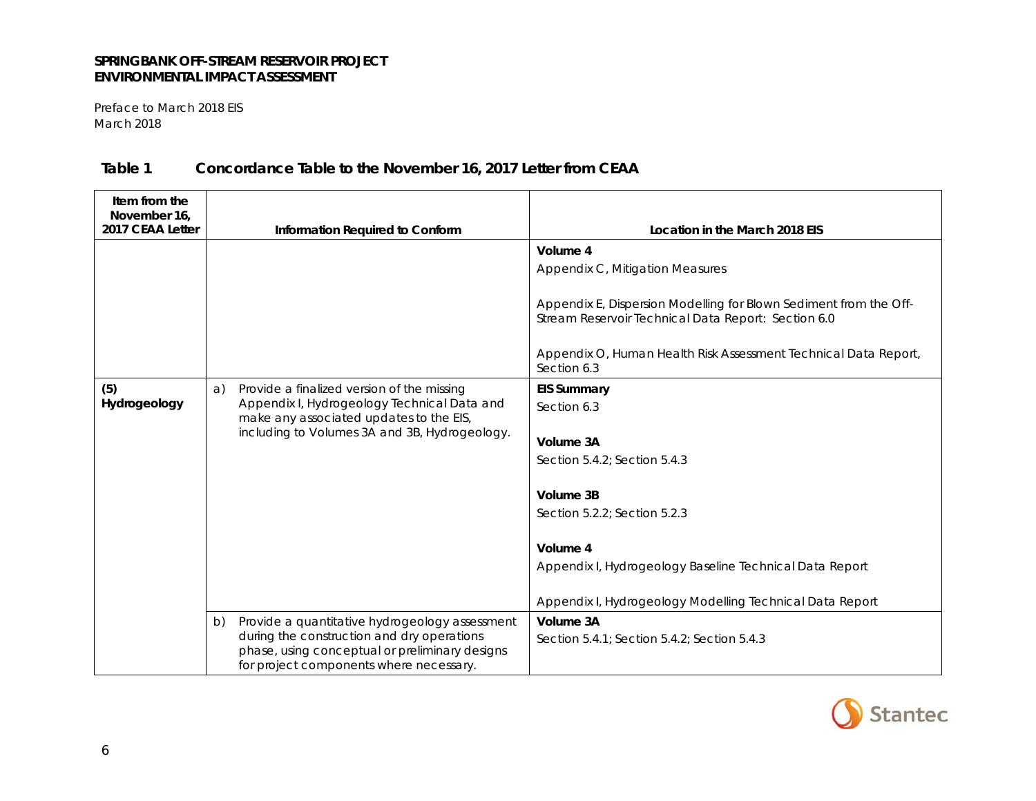**Table 1 Concordance Table to the November 16, 2017 Letter from CEAA**

| Item from the November 16, 2017 CEAA Letter | Information Required to Conform | Location in the March 2018 EIS |
| --- | --- | --- |
| | | **Volume 4**<br>Appendix C, Mitigation Measures<br><br>Appendix E, Dispersion Modelling for Blown Sediment from the Off-Stream Reservoir Technical Data Report: Section 6.0<br><br>Appendix O, Human Health Risk Assessment Technical Data Report, Section 6.3 |
| **(5) Hydrogeology** | a) Provide a finalized version of the missing Appendix I, Hydrogeology Technical Data and make any associated updates to the EIS, including to Volumes 3A and 3B, Hydrogeology. | **EIS Summary**<br>Section 6.3<br><br>**Volume 3A**<br>Section 5.4.2; Section 5.4.3<br><br>**Volume 3B**<br>Section 5.2.2; Section 5.2.3<br><br>**Volume 4**<br>Appendix I, Hydrogeology Baseline Technical Data Report<br><br>Appendix I, Hydrogeology Modelling Technical Data Report |
| | b) Provide a quantitative hydrogeology assessment during the construction and dry operations phase, using conceptual or preliminary designs for project components where necessary. | **Volume 3A**<br>Section 5.4.1; Section 5.4.2; Section 5.4.3 |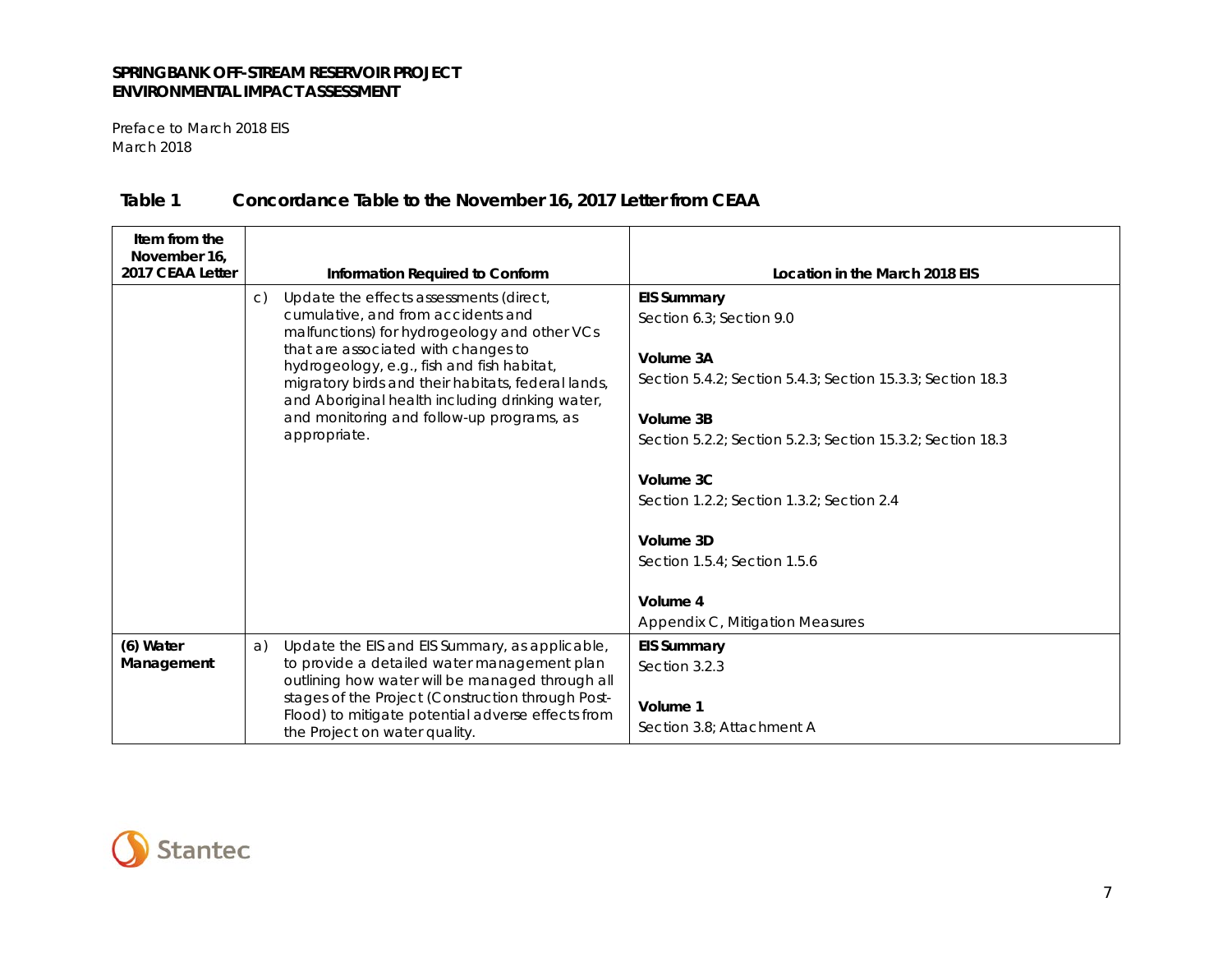**Table 1 Concordance Table to the November 16, 2017 Letter from CEAA**

| Item from the November 16, 2017 CEAA Letter | Information Required to Conform | Location in the March 2018 EIS |
|---|---|---|
| | c) Update the effects assessments (direct, cumulative, and from accidents and malfunctions) for hydrogeology and other VCs that are associated with changes to hydrogeology, e.g., fish and fish habitat, migratory birds and their habitats, federal lands, and Aboriginal health including drinking water, and monitoring and follow-up programs, as appropriate. | **EIS Summary**<br>Section 6.3; Section 9.0<br><br>**Volume 3A**<br>Section 5.4.2; Section 5.4.3; Section 15.3.3; Section 18.3<br><br>**Volume 3B**<br>Section 5.2.2; Section 5.2.3; Section 15.3.2; Section 18.3<br><br>**Volume 3C**<br>Section 1.2.2; Section 1.3.2; Section 2.4<br><br>**Volume 3D**<br>Section 1.5.4; Section 1.5.6<br><br>**Volume 4**<br>Appendix C, Mitigation Measures |
| **(6) Water Management** | a) Update the EIS and EIS Summary, as applicable, to provide a detailed water management plan outlining how water will be managed through all stages of the Project (Construction through Post-Flood) to mitigate potential adverse effects from the Project on water quality. | **EIS Summary**<br>Section 3.2.3<br><br>**Volume 1**<br>Section 3.8; Attachment A |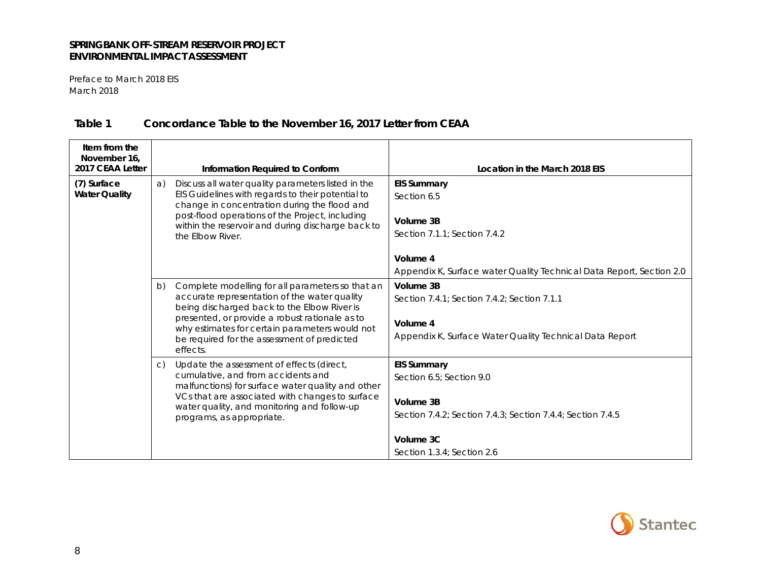**Table 1 Concordance Table to the November 16, 2017 Letter from CEAA**

| Item from the November 16, 2017 CEAA Letter | Information Required to Conform | Location in the March 2018 EIS |
|---|---|---|
| (7) Surface Water Quality | a) Discuss all water quality parameters listed in the EIS Guidelines with regards to their potential to change in concentration during the flood and post-flood operations of the Project, including within the reservoir and during discharge back to the Elbow River. | **EIS Summary**<br>Section 6.5<br><br>**Volume 3B**<br>Section 7.1.1; Section 7.4.2<br><br>**Volume 4**<br>Appendix K, Surface water Quality Technical Data Report, Section 2.0 |
| | b) Complete modelling for all parameters so that an accurate representation of the water quality being discharged back to the Elbow River is presented, or provide a robust rationale as to why estimates for certain parameters would not be required for the assessment of predicted effects. | **Volume 3B**<br>Section 7.4.1; Section 7.4.2; Section 7.1.1<br><br>**Volume 4**<br>Appendix K, Surface Water Quality Technical Data Report |
| | c) Update the assessment of effects (direct, cumulative, and from accidents and malfunctions) for surface water quality and other VCs that are associated with changes to surface water quality, and monitoring and follow-up programs, as appropriate. | **EIS Summary**<br>Section 6.5; Section 9.0<br><br>**Volume 3B**<br>Section 7.4.2; Section 7.4.3; Section 7.4.4; Section 7.4.5<br><br>**Volume 3C**<br>Section 1.3.4; Section 2.6 |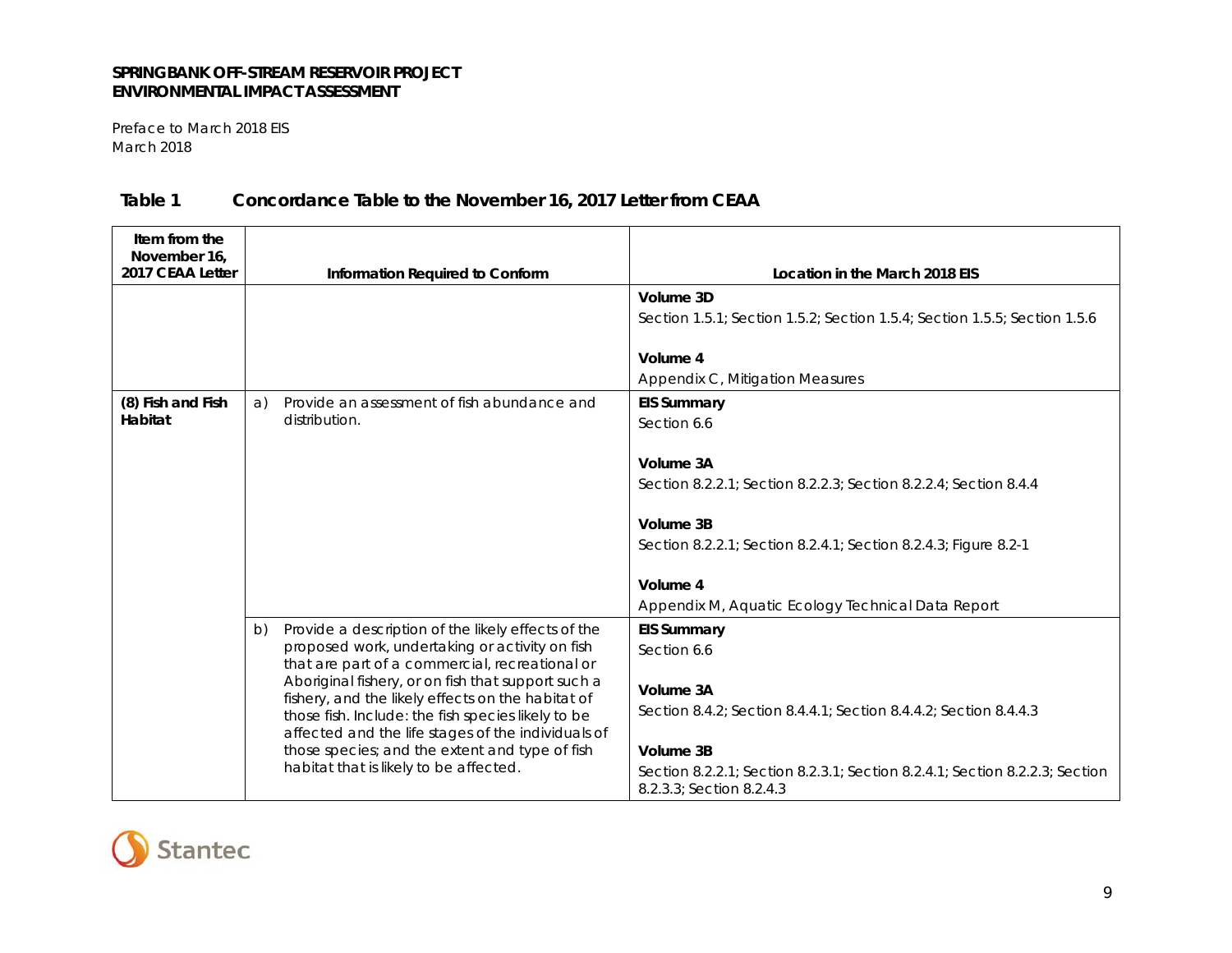**Table 1 Concordance Table to the November 16, 2017 Letter from CEAA**

| Item from the November 16, 2017 CEAA Letter | Information Required to Conform | Location in the March 2018 EIS |
|---|---|---|
| | | **Volume 3D**<br>Section 1.5.1; Section 1.5.2; Section 1.5.4; Section 1.5.5; Section 1.5.6<br><br>**Volume 4**<br>Appendix C, Mitigation Measures |
| **(8) Fish and Fish Habitat** | a) Provide an assessment of fish abundance and distribution. | **EIS Summary**<br>Section 6.6<br><br>**Volume 3A**<br>Section 8.2.2.1; Section 8.2.2.3; Section 8.2.2.4; Section 8.4.4<br><br>**Volume 3B**<br>Section 8.2.2.1; Section 8.2.4.1; Section 8.2.4.3; Figure 8.2-1<br><br>**Volume 4**<br>Appendix M, Aquatic Ecology Technical Data Report |
| | b) Provide a description of the likely effects of the proposed work, undertaking or activity on fish that are part of a commercial, recreational or Aboriginal fishery, or on fish that support such a fishery, and the likely effects on the habitat of those fish. Include: the fish species likely to be affected and the life stages of the individuals of those species; and the extent and type of fish habitat that is likely to be affected. | **EIS Summary**<br>Section 6.6<br><br>**Volume 3A**<br>Section 8.4.2; Section 8.4.4.1; Section 8.4.4.2; Section 8.4.4.3<br><br>**Volume 3B**<br>Section 8.2.2.1; Section 8.2.3.1; Section 8.2.4.1; Section 8.2.2.3; Section 8.2.3.3; Section 8.2.4.3 |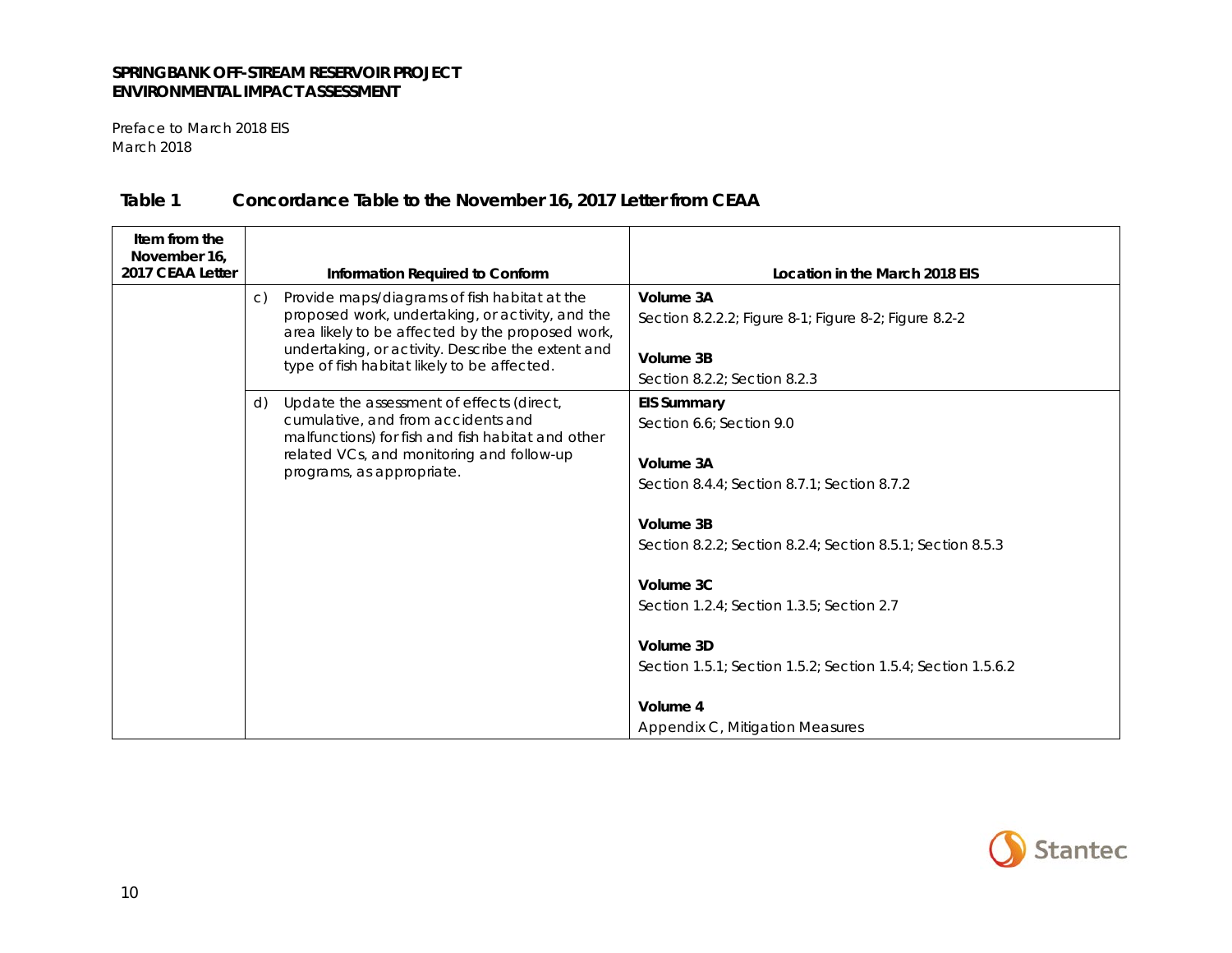**Table 1 Concordance Table to the November 16, 2017 Letter from CEAA**

| Item from the November 16, 2017 CEAA Letter | Information Required to Conform | Location in the March 2018 EIS |
|---|---|---|
| | c) Provide maps/diagrams of fish habitat at the proposed work, undertaking, or activity, and the area likely to be affected by the proposed work, undertaking, or activity. Describe the extent and type of fish habitat likely to be affected. | **Volume 3A**<br>Section 8.2.2.2; Figure 8-1; Figure 8-2; Figure 8.2-2<br><br>**Volume 3B**<br>Section 8.2.2; Section 8.2.3 |
| | d) Update the assessment of effects (direct, cumulative, and from accidents and malfunctions) for fish and fish habitat and other related VCs, and monitoring and follow-up programs, as appropriate. | **EIS Summary**<br>Section 6.6; Section 9.0<br><br>**Volume 3A**<br>Section 8.4.4; Section 8.7.1; Section 8.7.2<br><br>**Volume 3B**<br>Section 8.2.2; Section 8.2.4; Section 8.5.1; Section 8.5.3<br><br>**Volume 3C**<br>Section 1.2.4; Section 1.3.5; Section 2.7<br><br>**Volume 3D**<br>Section 1.5.1; Section 1.5.2; Section 1.5.4; Section 1.5.6.2<br><br>**Volume 4**<br>Appendix C, Mitigation Measures |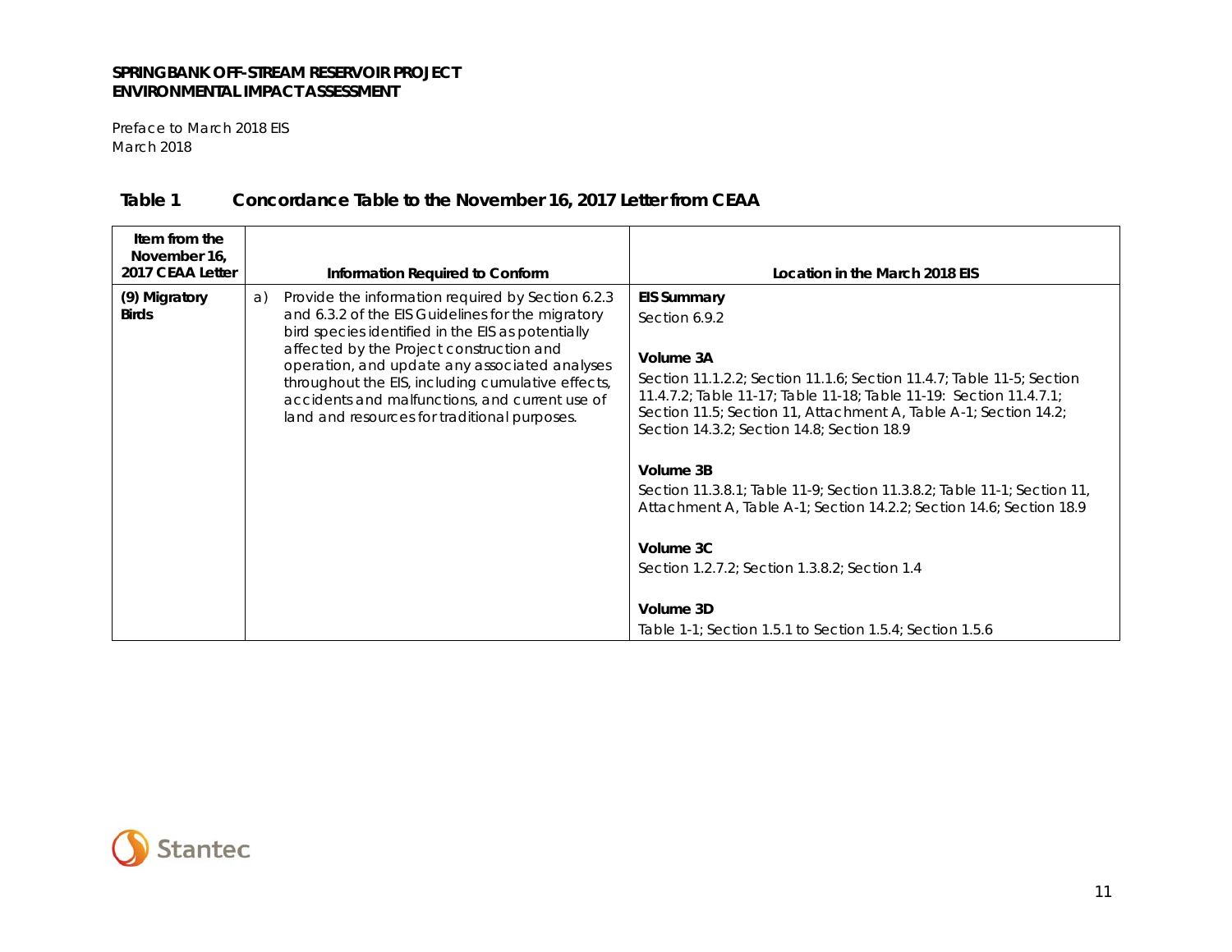Table 1 Concordance Table to the November 16, 2017 Letter from CEAA

| Item from the November 16, 2017 CEAA Letter | Information Required to Conform | Location in the March 2018 EIS |
| --- | --- | --- |
| (9) Migratory Birds | a) Provide the information required by Section 6.2.3 and 6.3.2 of the EIS Guidelines for the migratory bird species identified in the EIS as potentially affected by the Project construction and operation, and update any associated analyses throughout the EIS, including cumulative effects, accidents and malfunctions, and current use of land and resources for traditional purposes. | **EIS Summary**<br>Section 6.9.2<br><br>**Volume 3A**<br>Section 11.1.2.2; Section 11.1.6; Section 11.4.7; Table 11-5; Section 11.4.7.2; Table 11-17; Table 11-18; Table 11-19: Section 11.4.7.1; Section 11.5; Section 11, Attachment A, Table A-1; Section 14.2; Section 14.3.2; Section 14.8; Section 18.9<br><br>**Volume 3B**<br>Section 11.3.8.1; Table 11-9; Section 11.3.8.2; Table 11-1; Section 11, Attachment A, Table A-1; Section 14.2.2; Section 14.6; Section 18.9<br><br>**Volume 3C**<br>Section 1.2.7.2; Section 1.3.8.2; Section 1.4<br><br>**Volume 3D**<br>Table 1-1; Section 1.5.1 to Section 1.5.4; Section 1.5.6 |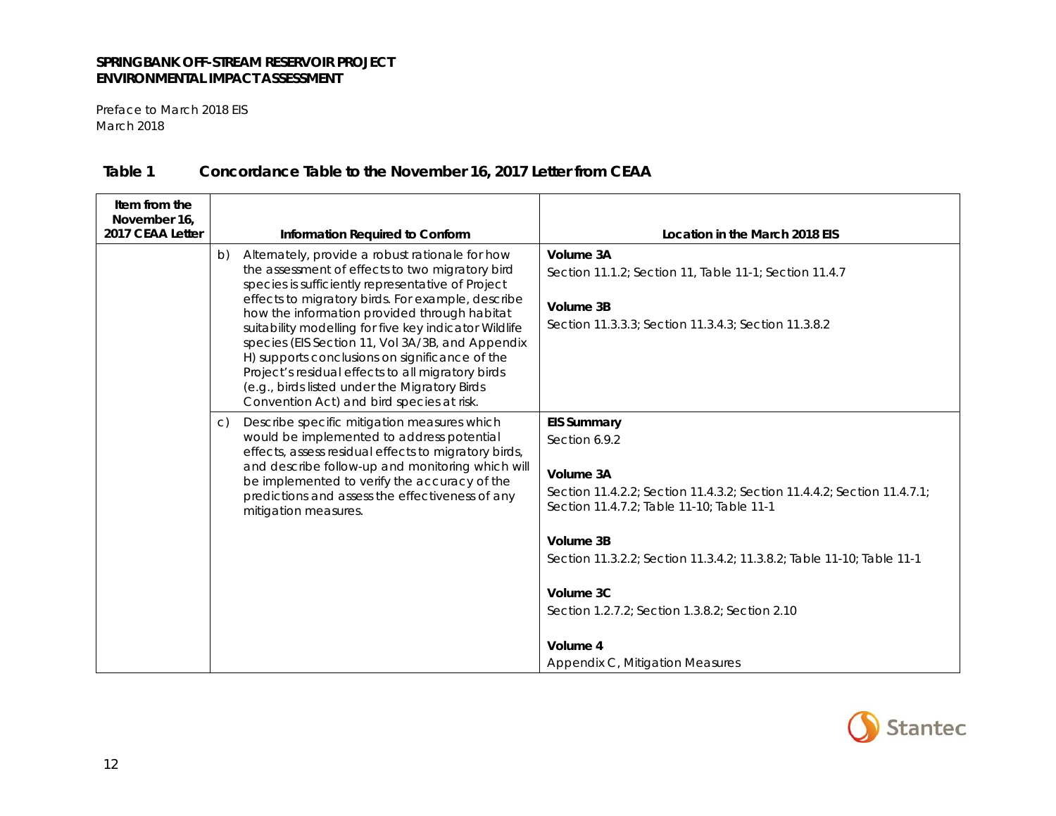**Table 1 Concordance Table to the November 16, 2017 Letter from CEAA**

| Item from the November 16, 2017 CEAA Letter | Information Required to Conform | Location in the March 2018 EIS |
|---|---|---|
| | b) Alternately, provide a robust rationale for how the assessment of effects to two migratory bird species is sufficiently representative of Project effects to migratory birds. For example, describe how the information provided through habitat suitability modelling for five key indicator Wildlife species (EIS Section 11, Vol 3A/3B, and Appendix H) supports conclusions on significance of the Project's residual effects to all migratory birds (e.g., birds listed under the Migratory Birds Convention Act) and bird species at risk. | **Volume 3A**<br>Section 11.1.2; Section 11, Table 11-1; Section 11.4.7<br><br>**Volume 3B**<br>Section 11.3.3.3; Section 11.3.4.3; Section 11.3.8.2 |
| | c) Describe specific mitigation measures which would be implemented to address potential effects, assess residual effects to migratory birds, and describe follow-up and monitoring which will be implemented to verify the accuracy of the predictions and assess the effectiveness of any mitigation measures. | **EIS Summary**<br>Section 6.9.2<br><br>**Volume 3A**<br>Section 11.4.2.2; Section 11.4.3.2; Section 11.4.4.2; Section 11.4.7.1; Section 11.4.7.2; Table 11-10; Table 11-1<br><br>**Volume 3B**<br>Section 11.3.2.2; Section 11.3.4.2; 11.3.8.2; Table 11-10; Table 11-1<br><br>**Volume 3C**<br>Section 1.2.7.2; Section 1.3.8.2; Section 2.10<br><br>**Volume 4**<br>Appendix C, Mitigation Measures |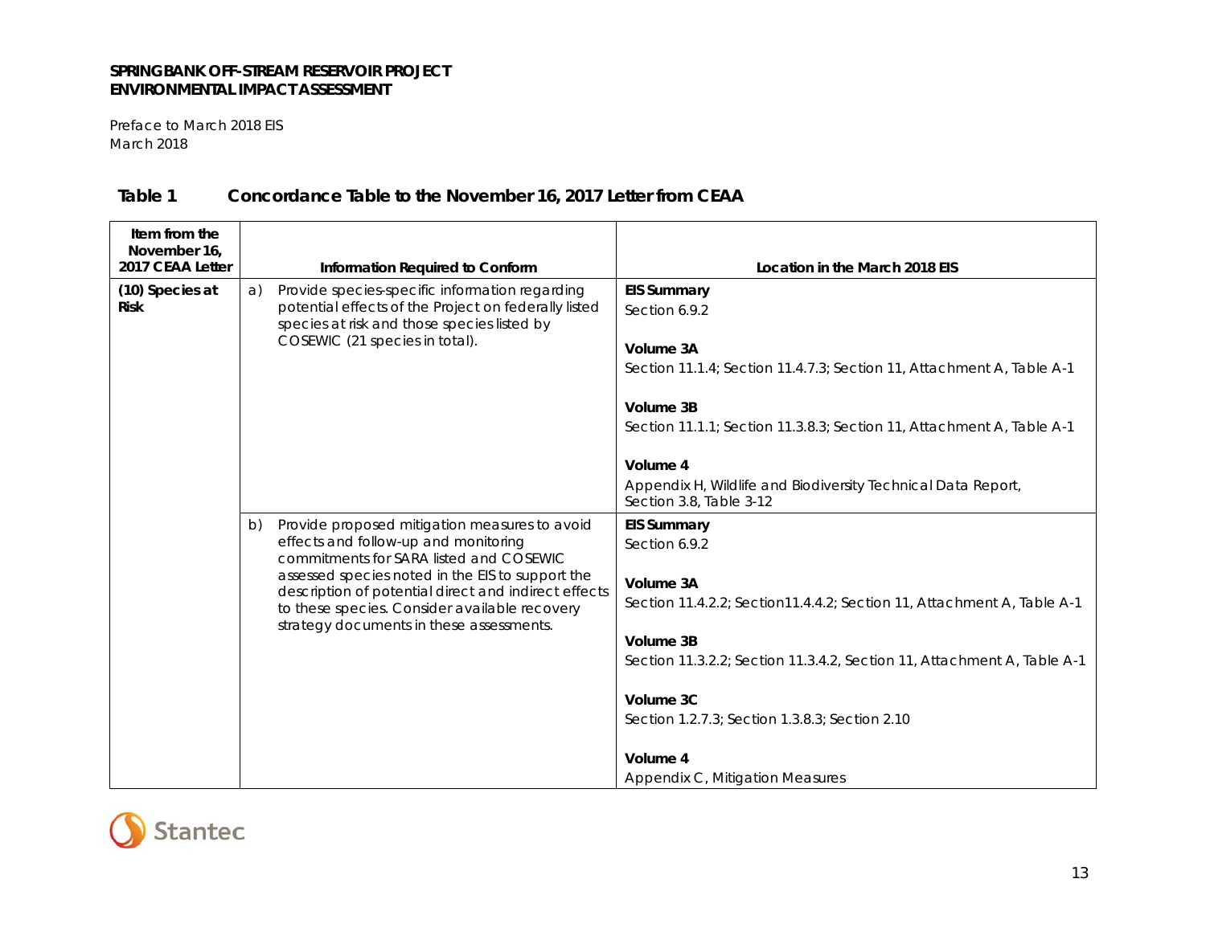Preface to March 2018 EIS
March 2018

### Table 1 Concordance Table to the November 16, 2017 Letter from CEAA

| Item from the November 16, 2017 CEAA Letter | Information Required to Conform | Location in the March 2018 EIS |
|---|---|---|
| **(10) Species at Risk** | a) Provide species-specific information regarding potential effects of the Project on federally listed species at risk and those species listed by COSEWIC (21 species in total). | **EIS Summary**<br>Section 6.9.2<br><br>**Volume 3A**<br>Section 11.1.4; Section 11.4.7.3; Section 11, Attachment A, Table A-1<br><br>**Volume 3B**<br>Section 11.1.1; Section 11.3.8.3; Section 11, Attachment A, Table A-1<br><br>**Volume 4**<br>Appendix H, Wildlife and Biodiversity Technical Data Report, Section 3.8, Table 3-12 |
| | b) Provide proposed mitigation measures to avoid effects and follow-up and monitoring commitments for SARA listed and COSEWIC assessed species noted in the EIS to support the description of potential direct and indirect effects to these species. Consider available recovery strategy documents in these assessments. | **EIS Summary**<br>Section 6.9.2<br><br>**Volume 3A**<br>Section 11.4.2.2; Section11.4.4.2; Section 11, Attachment A, Table A-1<br><br>**Volume 3B**<br>Section 11.3.2.2; Section 11.3.4.2, Section 11, Attachment A, Table A-1<br><br>**Volume 3C**<br>Section 1.2.7.3; Section 1.3.8.3; Section 2.10<br><br>**Volume 4**<br>Appendix C, Mitigation Measures |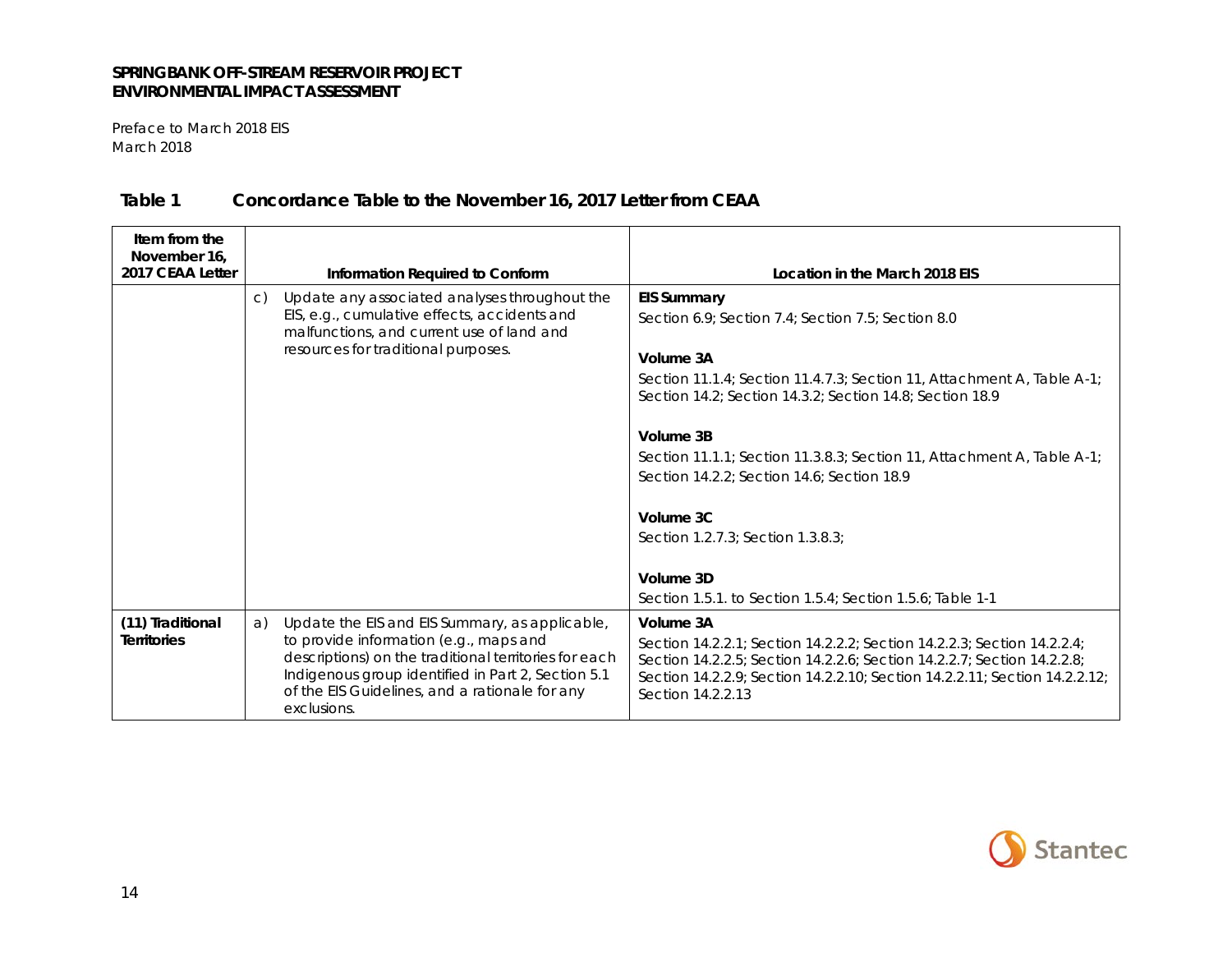### Table 1 Concordance Table to the November 16, 2017 Letter from CEAA

| Item from the November 16, 2017 CEAA Letter | Information Required to Conform | Location in the March 2018 EIS |
|---|---|---|
| | c) Update any associated analyses throughout the EIS, e.g., cumulative effects, accidents and malfunctions, and current use of land and resources for traditional purposes. | **EIS Summary**<br>Section 6.9; Section 7.4; Section 7.5; Section 8.0<br><br>**Volume 3A**<br>Section 11.1.4; Section 11.4.7.3; Section 11, Attachment A, Table A-1; Section 14.2; Section 14.3.2; Section 14.8; Section 18.9<br><br>**Volume 3B**<br>Section 11.1.1; Section 11.3.8.3; Section 11, Attachment A, Table A-1; Section 14.2.2; Section 14.6; Section 18.9<br><br>**Volume 3C**<br>Section 1.2.7.3; Section 1.3.8.3;<br><br>**Volume 3D**<br>Section 1.5.1. to Section 1.5.4; Section 1.5.6; Table 1-1 |
| **(11) Traditional Territories** | a) Update the EIS and EIS Summary, as applicable, to provide information (e.g., maps and descriptions) on the traditional territories for each Indigenous group identified in Part 2, Section 5.1 of the EIS Guidelines, and a rationale for any exclusions. | **Volume 3A**<br>Section 14.2.2.1; Section 14.2.2.2; Section 14.2.2.3; Section 14.2.2.4; Section 14.2.2.5; Section 14.2.2.6; Section 14.2.2.7; Section 14.2.2.8; Section 14.2.2.9; Section 14.2.2.10; Section 14.2.2.11; Section 14.2.2.12; Section 14.2.2.13 |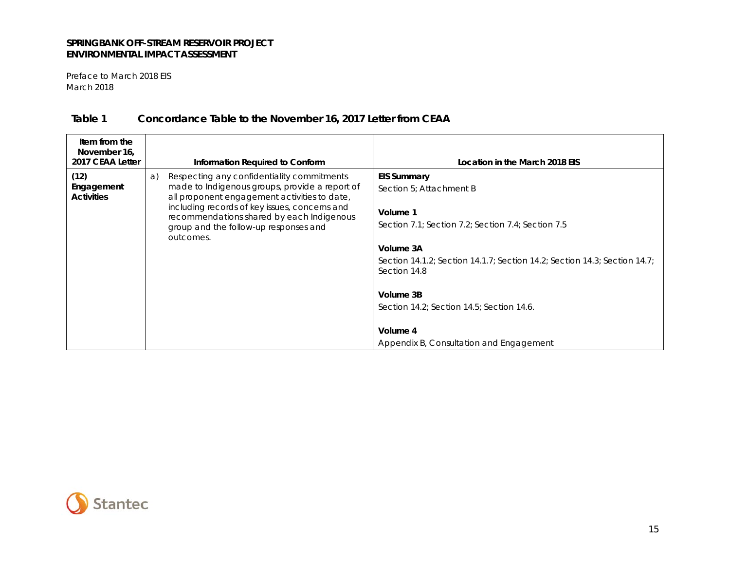### Table 1 Concordance Table to the November 16, 2017 Letter from CEAA

| Item from the November 16, 2017 CEAA Letter | Information Required to Conform | Location in the March 2018 EIS |
|---|---|---|
| **(12) Engagement Activities** | a) Respecting any confidentiality commitments made to Indigenous groups, provide a report of all proponent engagement activities to date, including records of key issues, concerns and recommendations shared by each Indigenous group and the follow-up responses and outcomes. | **EIS Summary**<br>Section 5; Attachment B<br><br>**Volume 1**<br>Section 7.1; Section 7.2; Section 7.4; Section 7.5<br><br>**Volume 3A**<br>Section 14.1.2; Section 14.1.7; Section 14.2; Section 14.3; Section 14.7; Section 14.8<br><br>**Volume 3B**<br>Section 14.2; Section 14.5; Section 14.6.<br><br>**Volume 4**<br>Appendix B, Consultation and Engagement |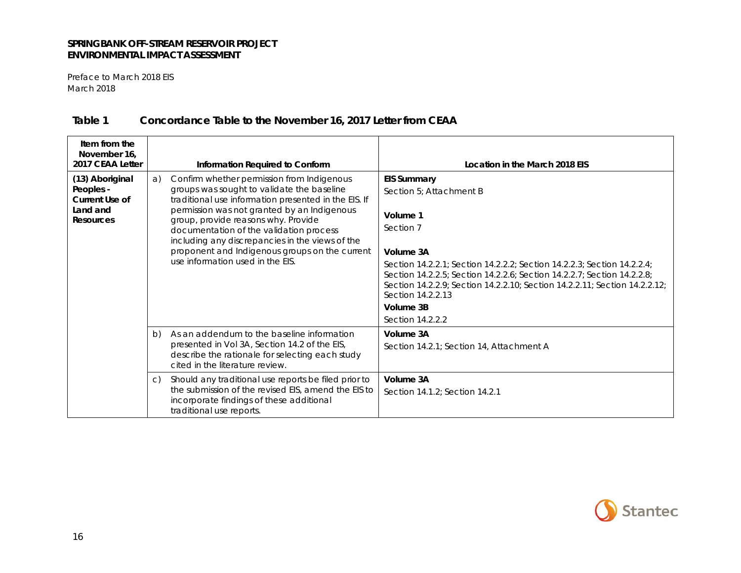### Table 1 Concordance Table to the November 16, 2017 Letter from CEAA

| Item from the November 16, 2017 CEAA Letter | Information Required to Conform | Location in the March 2018 EIS |
|---|---|---|
| **(13) Aboriginal Peoples - Current Use of Land and Resources** | a) Confirm whether permission from Indigenous groups was sought to validate the baseline traditional use information presented in the EIS. If permission was not granted by an Indigenous group, provide reasons why. Provide documentation of the validation process including any discrepancies in the views of the proponent and Indigenous groups on the current use information used in the EIS. | **EIS Summary**<br>Section 5; Attachment B<br><br>**Volume 1**<br>Section 7<br><br>**Volume 3A**<br>Section 14.2.2.1; Section 14.2.2.2; Section 14.2.2.3; Section 14.2.2.4; Section 14.2.2.5; Section 14.2.2.6; Section 14.2.2.7; Section 14.2.2.8; Section 14.2.2.9; Section 14.2.2.10; Section 14.2.2.11; Section 14.2.2.12; Section 14.2.2.13<br>**Volume 3B**<br>Section 14.2.2.2 |
| | b) As an addendum to the baseline information presented in Vol 3A, Section 14.2 of the EIS, describe the rationale for selecting each study cited in the literature review. | **Volume 3A**<br>Section 14.2.1; Section 14, Attachment A |
| | c) Should any traditional use reports be filed prior to the submission of the revised EIS, amend the EIS to incorporate findings of these additional traditional use reports. | **Volume 3A**<br>Section 14.1.2; Section 14.2.1 |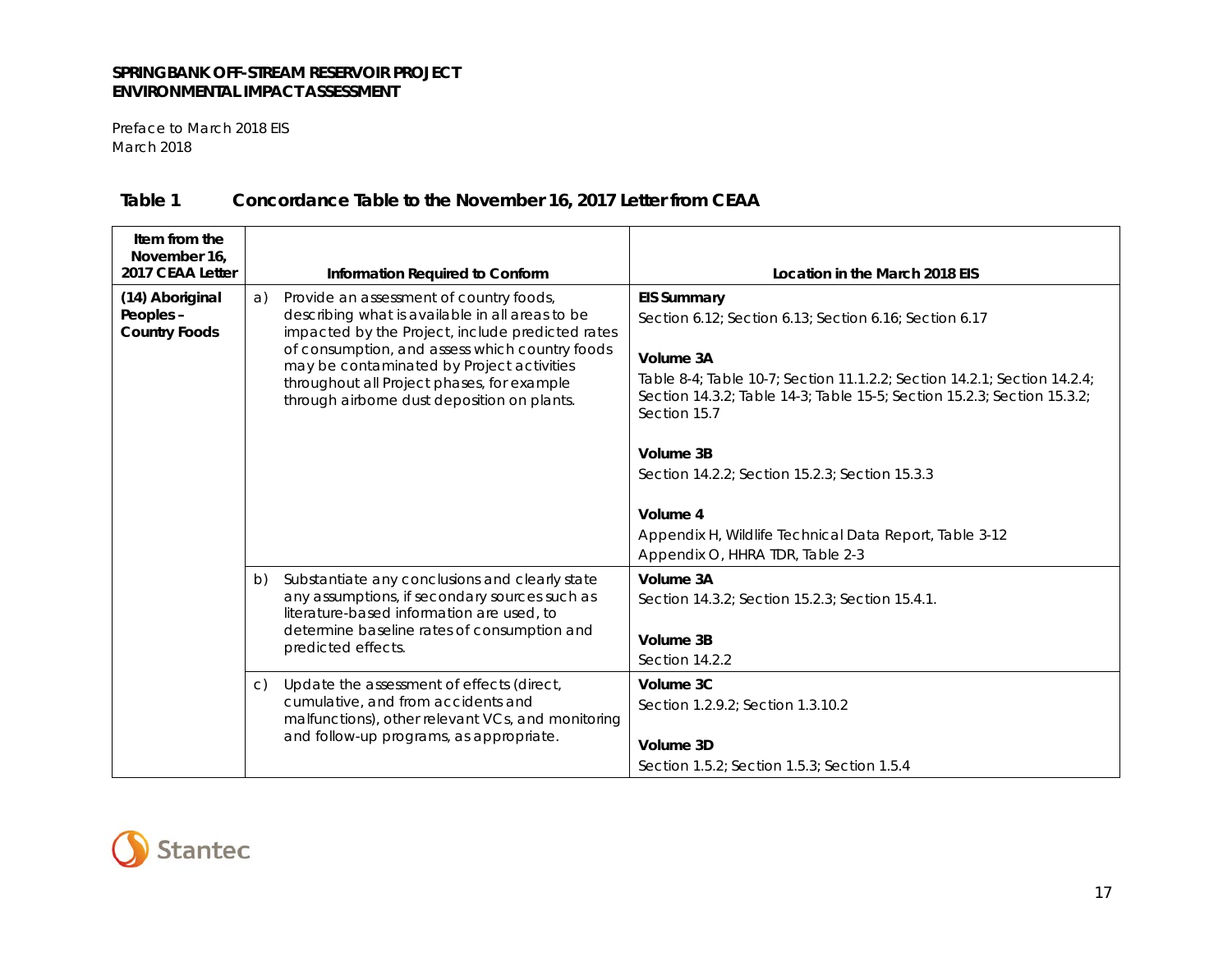Preface to March 2018 EIS
March 2018

**Table 1 Concordance Table to the November 16, 2017 Letter from CEAA**

| Item from the November 16, 2017 CEAA Letter | Information Required to Conform | Location in the March 2018 EIS |
|---|---|---|
| **(14) Aboriginal Peoples – Country Foods** | a) Provide an assessment of country foods, describing what is available in all areas to be impacted by the Project, include predicted rates of consumption, and assess which country foods may be contaminated by Project activities throughout all Project phases, for example through airborne dust deposition on plants. | **EIS Summary**<br>Section 6.12; Section 6.13; Section 6.16; Section 6.17<br><br>**Volume 3A**<br>Table 8-4; Table 10-7; Section 11.1.2.2; Section 14.2.1; Section 14.2.4; Section 14.3.2; Table 14-3; Table 15-5; Section 15.2.3; Section 15.3.2; Section 15.7<br><br>**Volume 3B**<br>Section 14.2.2; Section 15.2.3; Section 15.3.3<br><br>**Volume 4**<br>Appendix H, Wildlife Technical Data Report, Table 3-12<br>Appendix O, HHRA TDR, Table 2-3 |
| | b) Substantiate any conclusions and clearly state any assumptions, if secondary sources such as literature-based information are used, to determine baseline rates of consumption and predicted effects. | **Volume 3A**<br>Section 14.3.2; Section 15.2.3; Section 15.4.1.<br><br>**Volume 3B**<br>Section 14.2.2 |
| | c) Update the assessment of effects (direct, cumulative, and from accidents and malfunctions), other relevant VCs, and monitoring and follow-up programs, as appropriate. | **Volume 3C**<br>Section 1.2.9.2; Section 1.3.10.2<br><br>**Volume 3D**<br>Section 1.5.2; Section 1.5.3; Section 1.5.4 |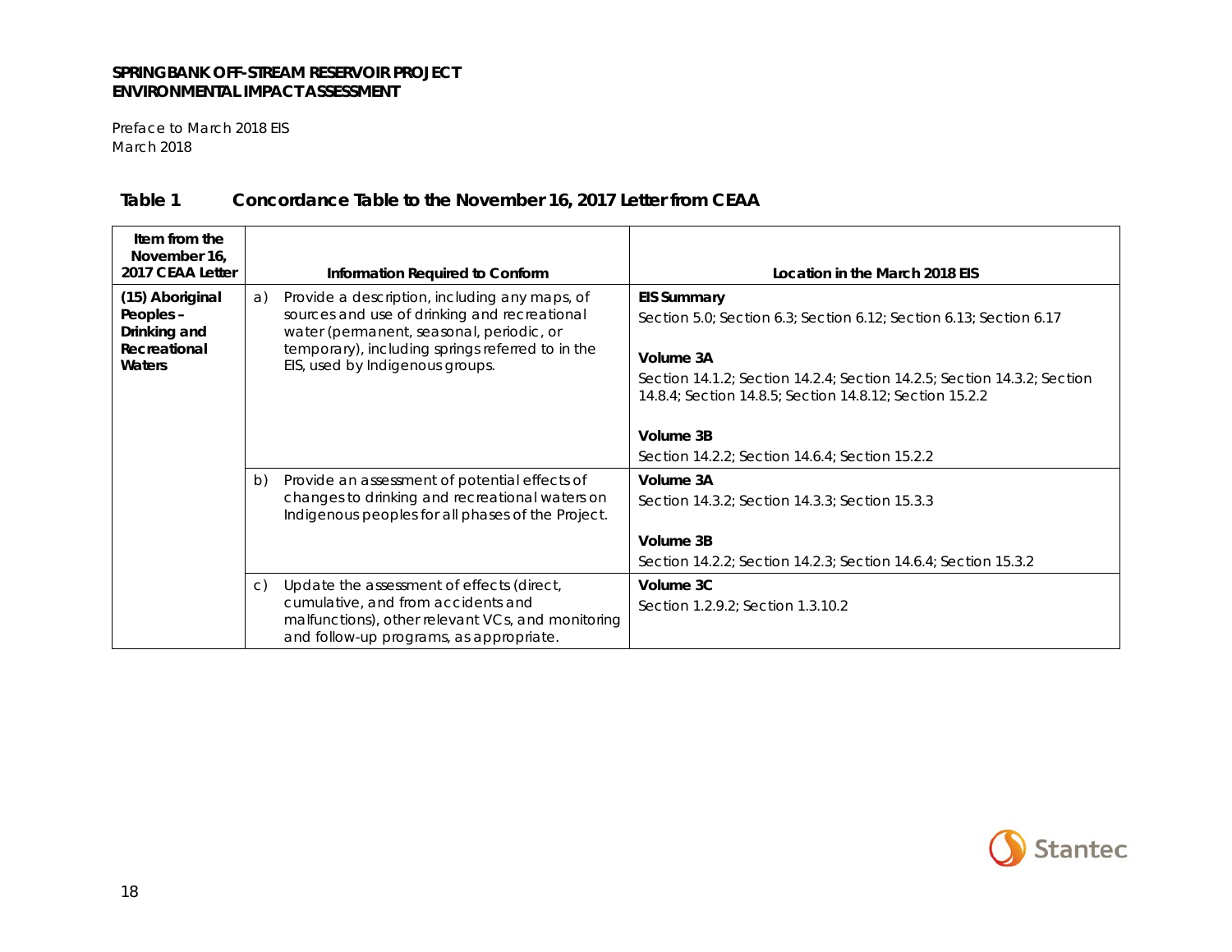**Table 1 Concordance Table to the November 16, 2017 Letter from CEAA**

| Item from the November 16, 2017 CEAA Letter | Information Required to Conform | Location in the March 2018 EIS |
|---|---|---|
| **(15) Aboriginal Peoples – Drinking and Recreational Waters** | a) Provide a description, including any maps, of sources and use of drinking and recreational water (permanent, seasonal, periodic, or temporary), including springs referred to in the EIS, used by Indigenous groups. | **EIS Summary**<br>Section 5.0; Section 6.3; Section 6.12; Section 6.13; Section 6.17<br><br>**Volume 3A**<br>Section 14.1.2; Section 14.2.4; Section 14.2.5; Section 14.3.2; Section 14.8.4; Section 14.8.5; Section 14.8.12; Section 15.2.2<br><br>**Volume 3B**<br>Section 14.2.2; Section 14.6.4; Section 15.2.2 |
| | b) Provide an assessment of potential effects of changes to drinking and recreational waters on Indigenous peoples for all phases of the Project. | **Volume 3A**<br>Section 14.3.2; Section 14.3.3; Section 15.3.3<br><br>**Volume 3B**<br>Section 14.2.2; Section 14.2.3; Section 14.6.4; Section 15.3.2 |
| | c) Update the assessment of effects (direct, cumulative, and from accidents and malfunctions), other relevant VCs, and monitoring and follow-up programs, as appropriate. | **Volume 3C**<br>Section 1.2.9.2; Section 1.3.10.2 |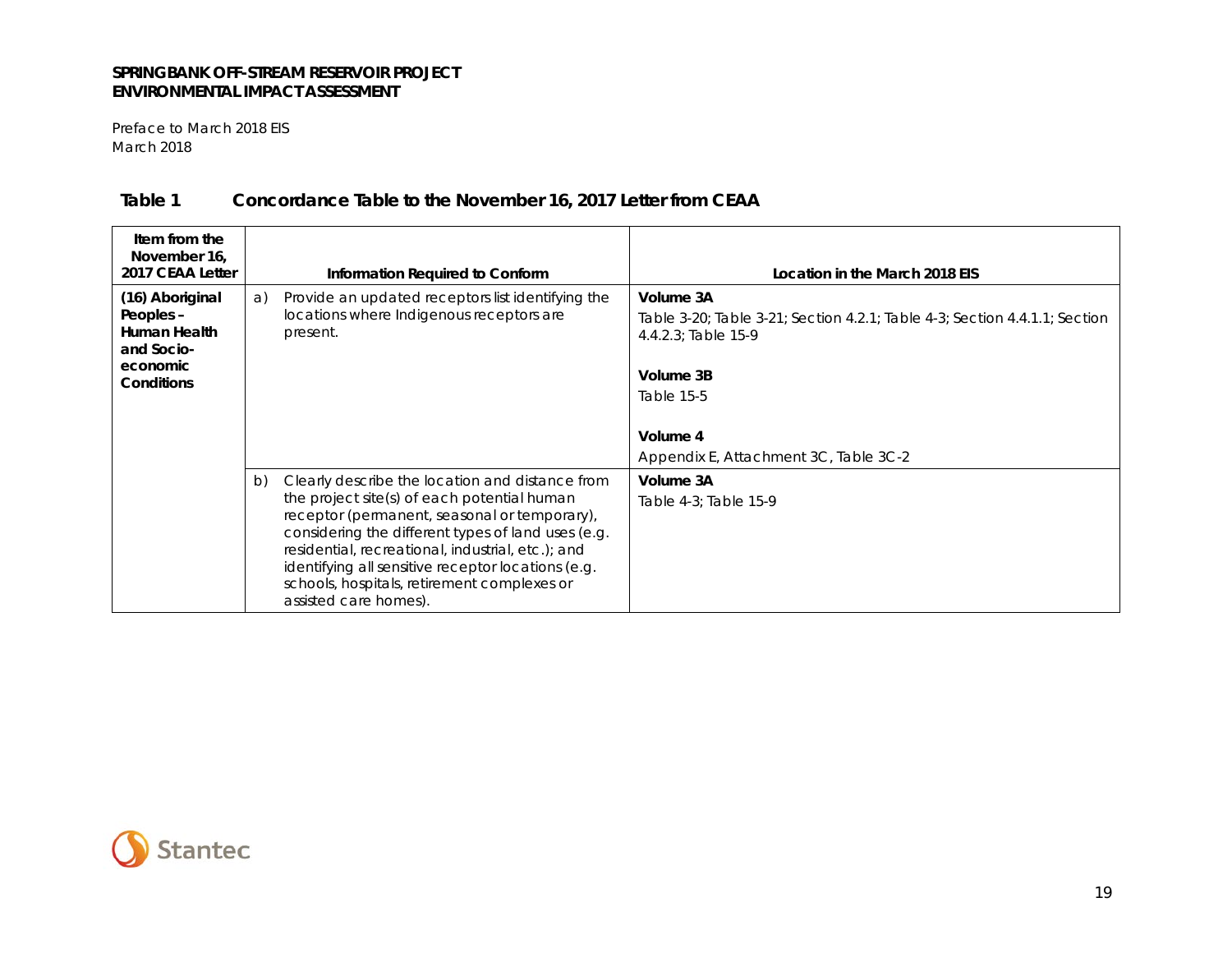## Table 1 Concordance Table to the November 16, 2017 Letter from CEAA

| Item from the November 16, 2017 CEAA Letter | Information Required to Conform | Location in the March 2018 EIS |
|---|---|---|
| **(16) Aboriginal Peoples – Human Health and Socio-economic Conditions** | a) Provide an updated receptors list identifying the locations where Indigenous receptors are present. | **Volume 3A**<br>Table 3-20; Table 3-21; Section 4.2.1; Table 4-3; Section 4.4.1.1; Section 4.4.2.3; Table 15-9<br><br>**Volume 3B**<br>Table 15-5<br><br>**Volume 4**<br>Appendix E, Attachment 3C, Table 3C-2 |
| | b) Clearly describe the location and distance from the project site(s) of each potential human receptor (permanent, seasonal or temporary), considering the different types of land uses (e.g. residential, recreational, industrial, etc.); and identifying all sensitive receptor locations (e.g. schools, hospitals, retirement complexes or assisted care homes). | **Volume 3A**<br>Table 4-3; Table 15-9 |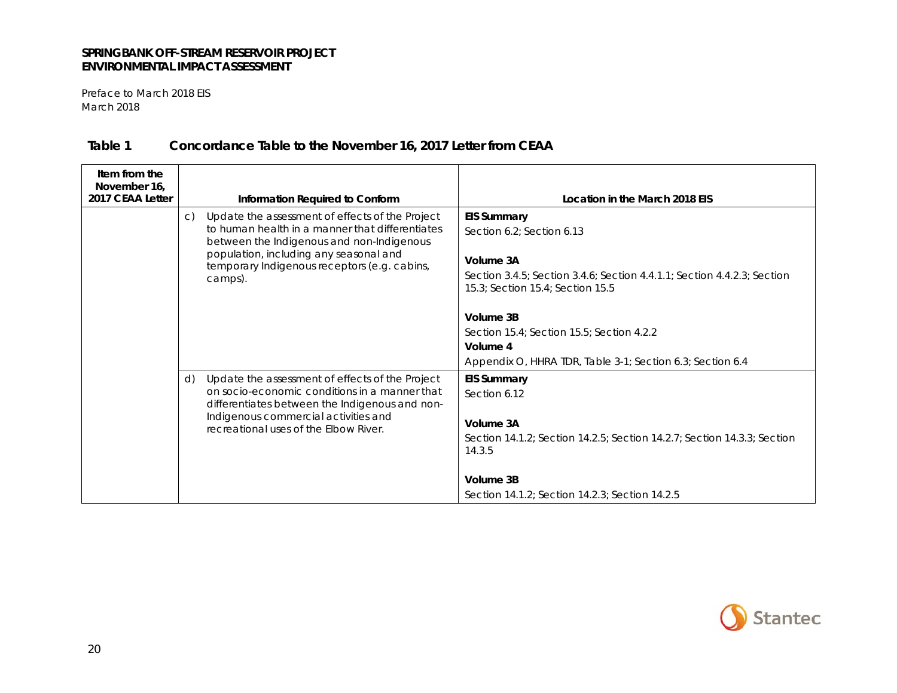**Table 1 Concordance Table to the November 16, 2017 Letter from CEAA**

| Item from the November 16, 2017 CEAA Letter | Information Required to Conform | Location in the March 2018 EIS |
|---|---|---|
| | c) Update the assessment of effects of the Project to human health in a manner that differentiates between the Indigenous and non-Indigenous population, including any seasonal and temporary Indigenous receptors (e.g. cabins, camps). | **EIS Summary**<br>Section 6.2; Section 6.13<br><br>**Volume 3A**<br>Section 3.4.5; Section 3.4.6; Section 4.4.1.1; Section 4.4.2.3; Section 15.3; Section 15.4; Section 15.5<br><br>**Volume 3B**<br>Section 15.4; Section 15.5; Section 4.2.2<br>**Volume 4**<br>Appendix O, HHRA TDR, Table 3-1; Section 6.3; Section 6.4 |
| | d) Update the assessment of effects of the Project on socio-economic conditions in a manner that differentiates between the Indigenous and non-Indigenous commercial activities and recreational uses of the Elbow River. | **EIS Summary**<br>Section 6.12<br><br>**Volume 3A**<br>Section 14.1.2; Section 14.2.5; Section 14.2.7; Section 14.3.3; Section 14.3.5<br><br>**Volume 3B**<br>Section 14.1.2; Section 14.2.3; Section 14.2.5 |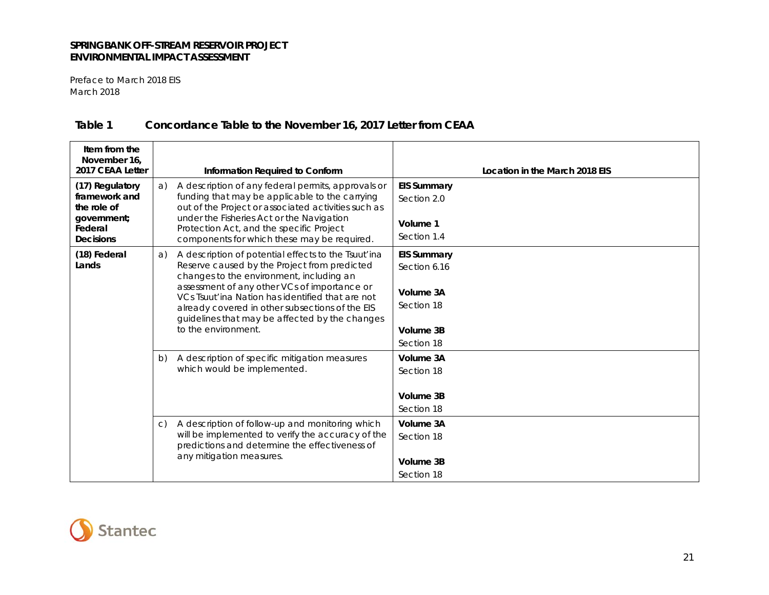### Table 1 Concordance Table to the November 16, 2017 Letter from CEAA

| Item from the November 16, 2017 CEAA Letter | Information Required to Conform | Location in the March 2018 EIS |
|---|---|---|
| **(17) Regulatory framework and the role of government; Federal Decisions** | a) A description of any federal permits, approvals or funding that may be applicable to the carrying out of the Project or associated activities such as under the Fisheries Act or the Navigation Protection Act, and the specific Project components for which these may be required. | **EIS Summary**<br>Section 2.0<br><br>**Volume 1**<br>Section 1.4 |
| **(18) Federal Lands** | a) A description of potential effects to the Tsuut'ina Reserve caused by the Project from predicted changes to the environment, including an assessment of any other VCs of importance or VCs Tsuut'ina Nation has identified that are not already covered in other subsections of the EIS guidelines that may be affected by the changes to the environment. | **EIS Summary**<br>Section 6.16<br><br>**Volume 3A**<br>Section 18<br><br>**Volume 3B**<br>Section 18 |
| | b) A description of specific mitigation measures which would be implemented. | **Volume 3A**<br>Section 18<br><br>**Volume 3B**<br>Section 18 |
| | c) A description of follow-up and monitoring which will be implemented to verify the accuracy of the predictions and determine the effectiveness of any mitigation measures. | **Volume 3A**<br>Section 18<br><br>**Volume 3B**<br>Section 18 |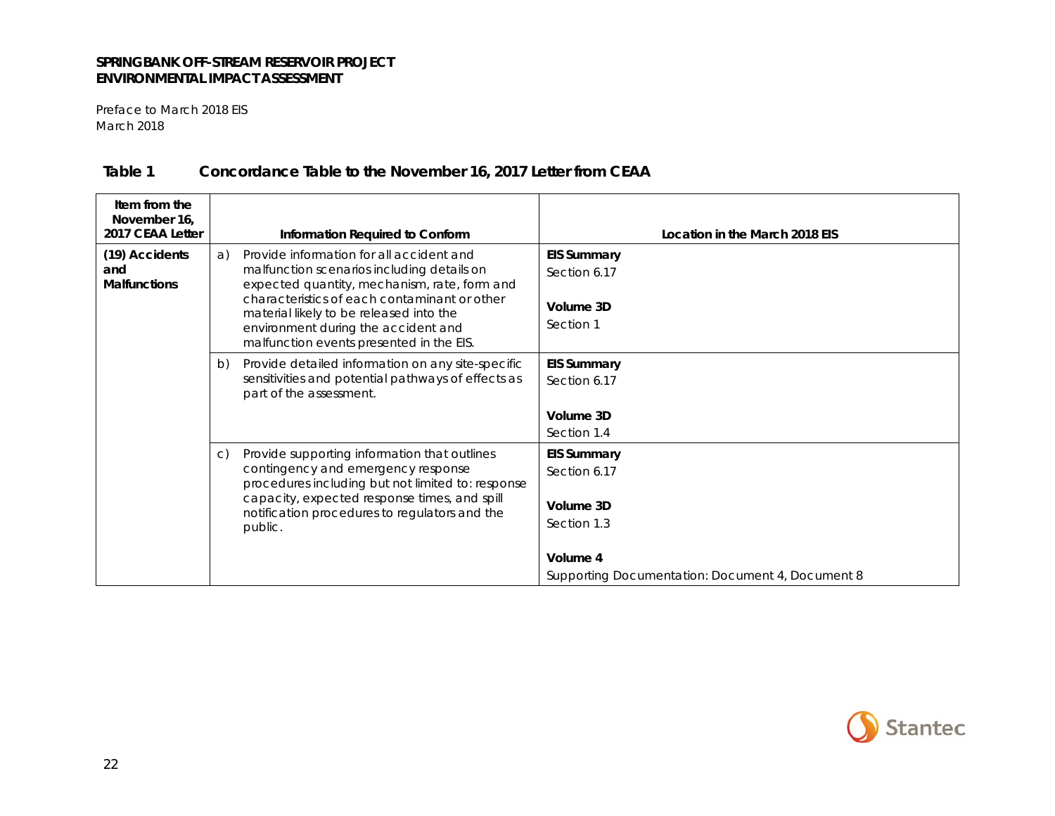## Table 1 Concordance Table to the November 16, 2017 Letter from CEAA

| Item from the November 16, 2017 CEAA Letter | Information Required to Conform | Location in the March 2018 EIS |
|---|---|---|
| **(19) Accidents and Malfunctions** | a) Provide information for all accident and malfunction scenarios including details on expected quantity, mechanism, rate, form and characteristics of each contaminant or other material likely to be released into the environment during the accident and malfunction events presented in the EIS. | **EIS Summary**<br>Section 6.17<br><br>**Volume 3D**<br>Section 1 |
| | b) Provide detailed information on any site-specific sensitivities and potential pathways of effects as part of the assessment. | **EIS Summary**<br>Section 6.17<br><br>**Volume 3D**<br>Section 1.4 |
| | c) Provide supporting information that outlines contingency and emergency response procedures including but not limited to: response capacity, expected response times, and spill notification procedures to regulators and the public. | **EIS Summary**<br>Section 6.17<br><br>**Volume 3D**<br>Section 1.3<br><br>**Volume 4**<br>Supporting Documentation: Document 4, Document 8 |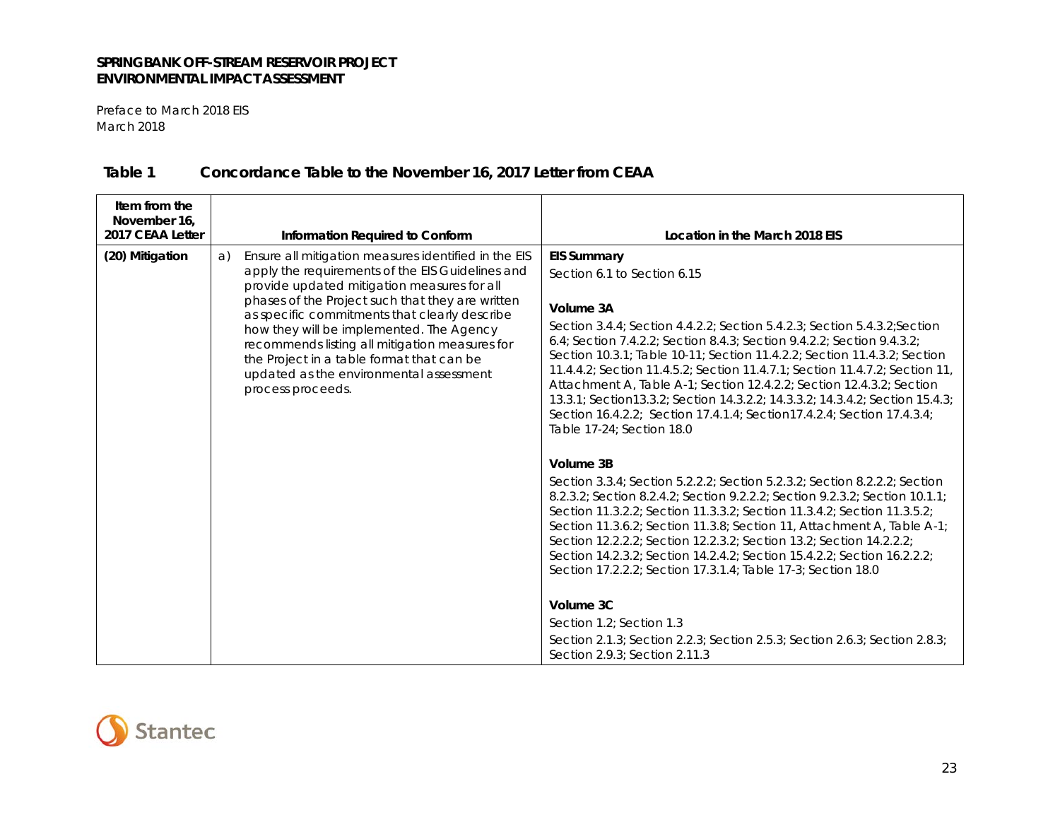**Table 1 Concordance Table to the November 16, 2017 Letter from CEAA**

| Item from the November 16, 2017 CEAA Letter | Information Required to Conform | Location in the March 2018 EIS |
|---|---|---|
| (20) Mitigation | a) Ensure all mitigation measures identified in the EIS apply the requirements of the EIS Guidelines and provide updated mitigation measures for all phases of the Project such that they are written as specific commitments that clearly describe how they will be implemented. The Agency recommends listing all mitigation measures for the Project in a table format that can be updated as the environmental assessment process proceeds. | **EIS Summary**<br>Section 6.1 to Section 6.15<br><br>**Volume 3A**<br>Section 3.4.4; Section 4.4.2.2; Section 5.4.2.3; Section 5.4.3.2;Section 6.4; Section 7.4.2.2; Section 8.4.3; Section 9.4.2.2; Section 9.4.3.2; Section 10.3.1; Table 10-11; Section 11.4.2.2; Section 11.4.3.2; Section 11.4.4.2; Section 11.4.5.2; Section 11.4.7.1; Section 11.4.7.2; Section 11, Attachment A, Table A-1; Section 12.4.2.2; Section 12.4.3.2; Section 13.3.1; Section13.3.2; Section 14.3.2.2; 14.3.3.2; 14.3.4.2; Section 15.4.3; Section 16.4.2.2; Section 17.4.1.4; Section17.4.2.4; Section 17.4.3.4; Table 17-24; Section 18.0<br><br>**Volume 3B**<br>Section 3.3.4; Section 5.2.2.2; Section 5.2.3.2; Section 8.2.2.2; Section 8.2.3.2; Section 8.2.4.2; Section 9.2.2.2; Section 9.2.3.2; Section 10.1.1; Section 11.3.2.2; Section 11.3.3.2; Section 11.3.4.2; Section 11.3.5.2; Section 11.3.6.2; Section 11.3.8; Section 11, Attachment A, Table A-1; Section 12.2.2.2; Section 12.2.3.2; Section 13.2; Section 14.2.2.2; Section 14.2.3.2; Section 14.2.4.2; Section 15.4.2.2; Section 16.2.2.2; Section 17.2.2.2; Section 17.3.1.4; Table 17-3; Section 18.0<br><br>**Volume 3C**<br>Section 1.2; Section 1.3<br>Section 2.1.3; Section 2.2.3; Section 2.5.3; Section 2.6.3; Section 2.8.3; Section 2.9.3; Section 2.11.3 |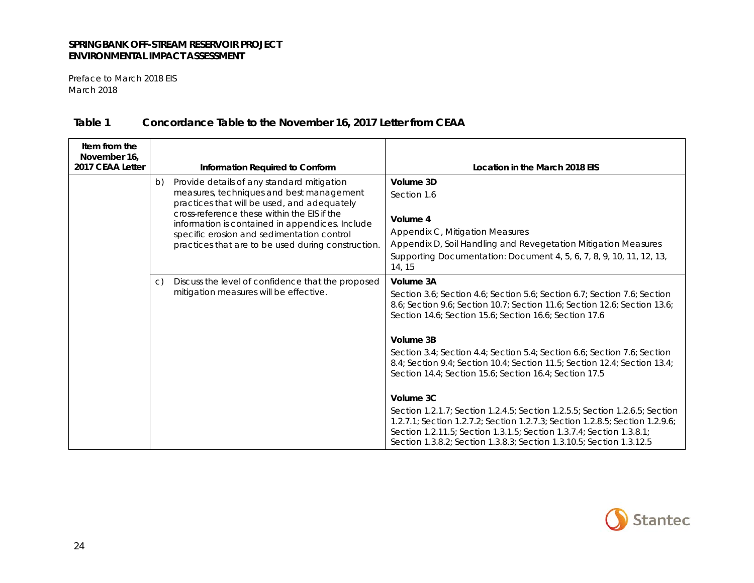**Table 1 Concordance Table to the November 16, 2017 Letter from CEAA**

| Item from the November 16, 2017 CEAA Letter | Information Required to Conform | Location in the March 2018 EIS |
|---|---|---|
| | b) Provide details of any standard mitigation measures, techniques and best management practices that will be used, and adequately cross-reference these within the EIS if the information is contained in appendices. Include specific erosion and sedimentation control practices that are to be used during construction. | **Volume 3D**<br>Section 1.6<br><br>**Volume 4**<br>Appendix C, Mitigation Measures<br>Appendix D, Soil Handling and Revegetation Mitigation Measures<br>Supporting Documentation: Document 4, 5, 6, 7, 8, 9, 10, 11, 12, 13, 14, 15 |
| | c) Discuss the level of confidence that the proposed mitigation measures will be effective. | **Volume 3A**<br>Section 3.6; Section 4.6; Section 5.6; Section 6.7; Section 7.6; Section 8.6; Section 9.6; Section 10.7; Section 11.6; Section 12.6; Section 13.6; Section 14.6; Section 15.6; Section 16.6; Section 17.6<br><br>**Volume 3B**<br>Section 3.4; Section 4.4; Section 5.4; Section 6.6; Section 7.6; Section 8.4; Section 9.4; Section 10.4; Section 11.5; Section 12.4; Section 13.4; Section 14.4; Section 15.6; Section 16.4; Section 17.5<br><br>**Volume 3C**<br>Section 1.2.1.7; Section 1.2.4.5; Section 1.2.5.5; Section 1.2.6.5; Section 1.2.7.1; Section 1.2.7.2; Section 1.2.7.3; Section 1.2.8.5; Section 1.2.9.6; Section 1.2.11.5; Section 1.3.1.5; Section 1.3.7.4; Section 1.3.8.1; Section 1.3.8.2; Section 1.3.8.3; Section 1.3.10.5; Section 1.3.12.5 |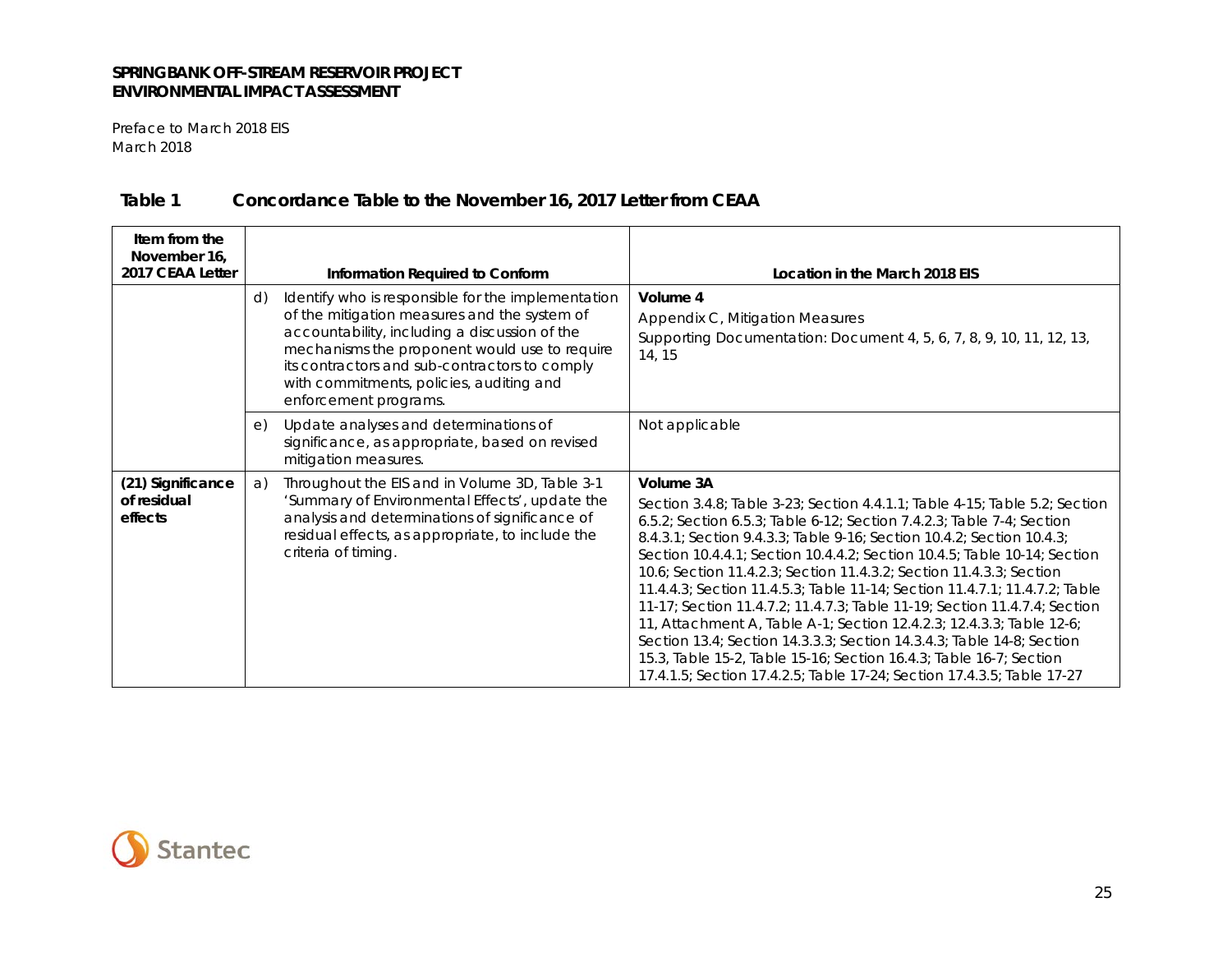## Table 1 Concordance Table to the November 16, 2017 Letter from CEAA

| Item from the November 16, 2017 CEAA Letter | Information Required to Conform | Location in the March 2018 EIS |
|---|---|---|
| | d) Identify who is responsible for the implementation of the mitigation measures and the system of accountability, including a discussion of the mechanisms the proponent would use to require its contractors and sub-contractors to comply with commitments, policies, auditing and enforcement programs. | **Volume 4**<br>Appendix C, Mitigation Measures<br>Supporting Documentation: Document 4, 5, 6, 7, 8, 9, 10, 11, 12, 13, 14, 15 |
| | e) Update analyses and determinations of significance, as appropriate, based on revised mitigation measures. | Not applicable |
| **(21) Significance of residual effects** | a) Throughout the EIS and in Volume 3D, Table 3-1 'Summary of Environmental Effects', update the analysis and determinations of significance of residual effects, as appropriate, to include the criteria of timing. | **Volume 3A**<br>Section 3.4.8; Table 3-23; Section 4.4.1.1; Table 4-15; Table 5.2; Section 6.5.2; Section 6.5.3; Table 6-12; Section 7.4.2.3; Table 7-4; Section 8.4.3.1; Section 9.4.3.3; Table 9-16; Section 10.4.2; Section 10.4.3; Section 10.4.4.1; Section 10.4.4.2; Section 10.4.5; Table 10-14; Section 10.6; Section 11.4.2.3; Section 11.4.3.2; Section 11.4.3.3; Section 11.4.4.3; Section 11.4.5.3; Table 11-14; Section 11.4.7.1; 11.4.7.2; Table 11-17; Section 11.4.7.2; 11.4.7.3; Table 11-19; Section 11.4.7.4; Section 11, Attachment A, Table A-1; Section 12.4.2.3; 12.4.3.3; Table 12-6; Section 13.4; Section 14.3.3.3; Section 14.3.4.3; Table 14-8; Section 15.3, Table 15-2, Table 15-16; Section 16.4.3; Table 16-7; Section 17.4.1.5; Section 17.4.2.5; Table 17-24; Section 17.4.3.5; Table 17-27 |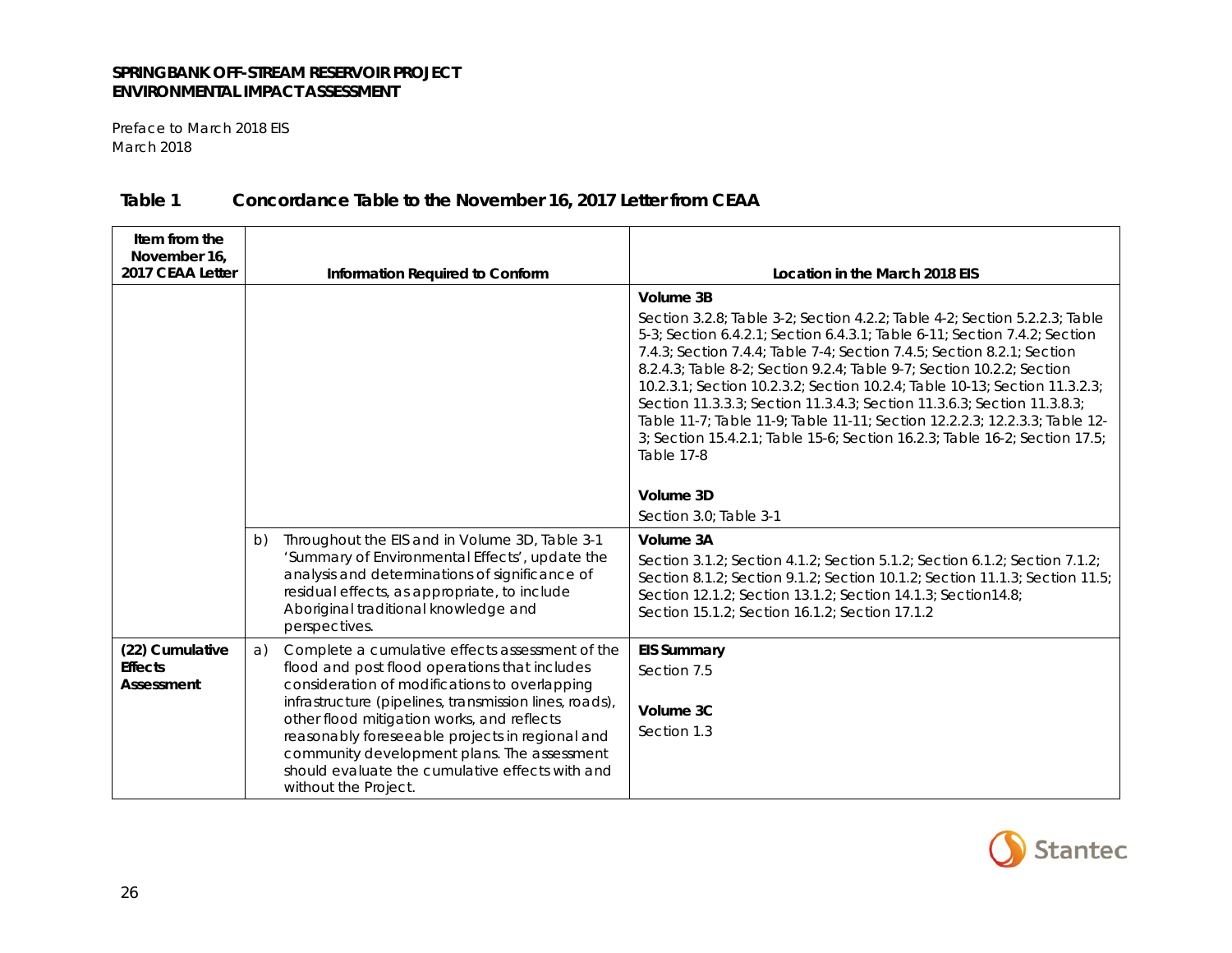## Table 1 Concordance Table to the November 16, 2017 Letter from CEAA

| Item from the November 16, 2017 CEAA Letter | Information Required to Conform | Location in the March 2018 EIS |
|---|---|---|
| | | **Volume 3B**<br>Section 3.2.8; Table 3-2; Section 4.2.2; Table 4-2; Section 5.2.2.3; Table 5-3; Section 6.4.2.1; Section 6.4.3.1; Table 6-11; Section 7.4.2; Section 7.4.3; Section 7.4.4; Table 7-4; Section 7.4.5; Section 8.2.1; Section 8.2.4.3; Table 8-2; Section 9.2.4; Table 9-7; Section 10.2.2; Section 10.2.3.1; Section 10.2.3.2; Section 10.2.4; Table 10-13; Section 11.3.2.3; Section 11.3.3.3; Section 11.3.4.3; Section 11.3.6.3; Section 11.3.8.3; Table 11-7; Table 11-9; Table 11-11; Section 12.2.2.3; 12.2.3.3; Table 12-3; Section 15.4.2.1; Table 15-6; Section 16.2.3; Table 16-2; Section 17.5; Table 17-8<br><br>**Volume 3D**<br>Section 3.0; Table 3-1 |
| | b) Throughout the EIS and in Volume 3D, Table 3-1 'Summary of Environmental Effects', update the analysis and determinations of significance of residual effects, as appropriate, to include Aboriginal traditional knowledge and perspectives. | **Volume 3A**<br>Section 3.1.2; Section 4.1.2; Section 5.1.2; Section 6.1.2; Section 7.1.2; Section 8.1.2; Section 9.1.2; Section 10.1.2; Section 11.1.3; Section 11.5; Section 12.1.2; Section 13.1.2; Section 14.1.3; Section14.8; Section 15.1.2; Section 16.1.2; Section 17.1.2 |
| **(22) Cumulative Effects Assessment** | a) Complete a cumulative effects assessment of the flood and post flood operations that includes consideration of modifications to overlapping infrastructure (pipelines, transmission lines, roads), other flood mitigation works, and reflects reasonably foreseeable projects in regional and community development plans. The assessment should evaluate the cumulative effects with and without the Project. | **EIS Summary**<br>Section 7.5<br><br>**Volume 3C**<br>Section 1.3 |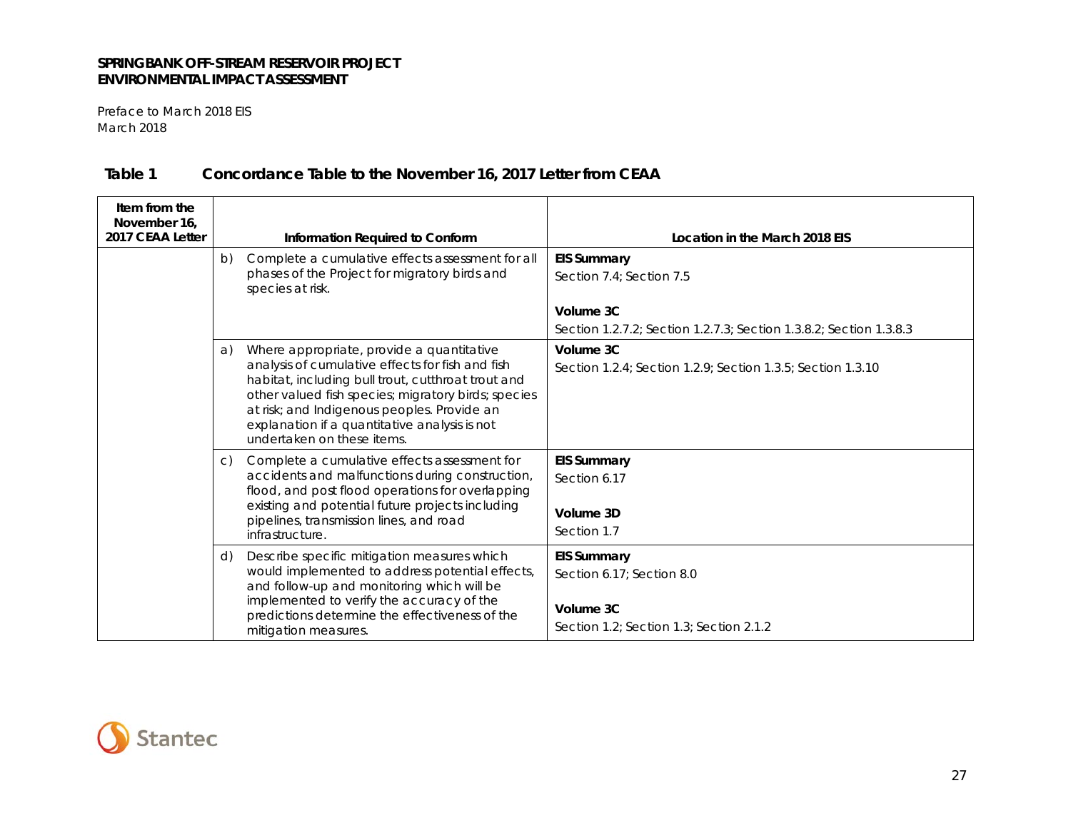**SPRINGBANK OFF-STREAM RESERVOIR PROJECT**
**ENVIRONMENTAL IMPACT ASSESSMENT**

Preface to March 2018 EIS
March 2018

## Table 1 Concordance Table to the November 16, 2017 Letter from CEAA

| Item from the November 16, 2017 CEAA Letter | Information Required to Conform | Location in the March 2018 EIS |
|---|---|---|
| | b) Complete a cumulative effects assessment for all phases of the Project for migratory birds and species at risk. | **EIS Summary**<br>Section 7.4; Section 7.5<br><br>**Volume 3C**<br>Section 1.2.7.2; Section 1.2.7.3; Section 1.3.8.2; Section 1.3.8.3 |
| | a) Where appropriate, provide a quantitative analysis of cumulative effects for fish and fish habitat, including bull trout, cutthroat trout and other valued fish species; migratory birds; species at risk; and Indigenous peoples. Provide an explanation if a quantitative analysis is not undertaken on these items. | **Volume 3C**<br>Section 1.2.4; Section 1.2.9; Section 1.3.5; Section 1.3.10 |
| | c) Complete a cumulative effects assessment for accidents and malfunctions during construction, flood, and post flood operations for overlapping existing and potential future projects including pipelines, transmission lines, and road infrastructure. | **EIS Summary**<br>Section 6.17<br><br>**Volume 3D**<br>Section 1.7 |
| | d) Describe specific mitigation measures which would implemented to address potential effects, and follow-up and monitoring which will be implemented to verify the accuracy of the predictions determine the effectiveness of the mitigation measures. | **EIS Summary**<br>Section 6.17; Section 8.0<br><br>**Volume 3C**<br>Section 1.2; Section 1.3; Section 2.1.2 |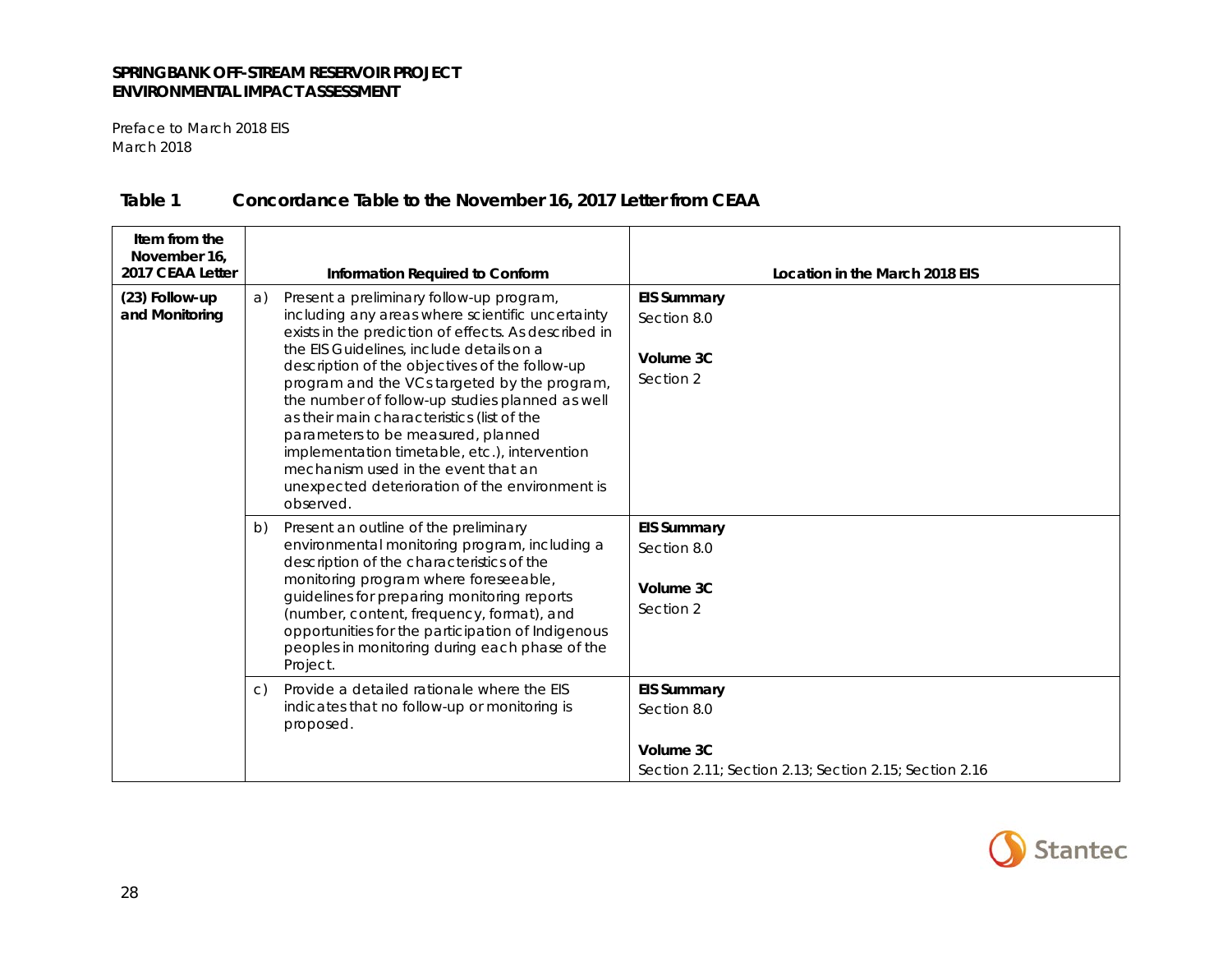**Table 1 Concordance Table to the November 16, 2017 Letter from CEAA**

| Item from the November 16, 2017 CEAA Letter | Information Required to Conform | Location in the March 2018 EIS |
|---|---|---|
| **(23) Follow-up and Monitoring** | a) Present a preliminary follow-up program, including any areas where scientific uncertainty exists in the prediction of effects. As described in the EIS Guidelines, include details on a description of the objectives of the follow-up program and the VCs targeted by the program, the number of follow-up studies planned as well as their main characteristics (list of the parameters to be measured, planned implementation timetable, etc.), intervention mechanism used in the event that an unexpected deterioration of the environment is observed. | **EIS Summary**<br>Section 8.0<br><br>**Volume 3C**<br>Section 2 |
| | b) Present an outline of the preliminary environmental monitoring program, including a description of the characteristics of the monitoring program where foreseeable, guidelines for preparing monitoring reports (number, content, frequency, format), and opportunities for the participation of Indigenous peoples in monitoring during each phase of the Project. | **EIS Summary**<br>Section 8.0<br><br>**Volume 3C**<br>Section 2 |
| | c) Provide a detailed rationale where the EIS indicates that no follow-up or monitoring is proposed. | **EIS Summary**<br>Section 8.0<br><br>**Volume 3C**<br>Section 2.11; Section 2.13; Section 2.15; Section 2.16 |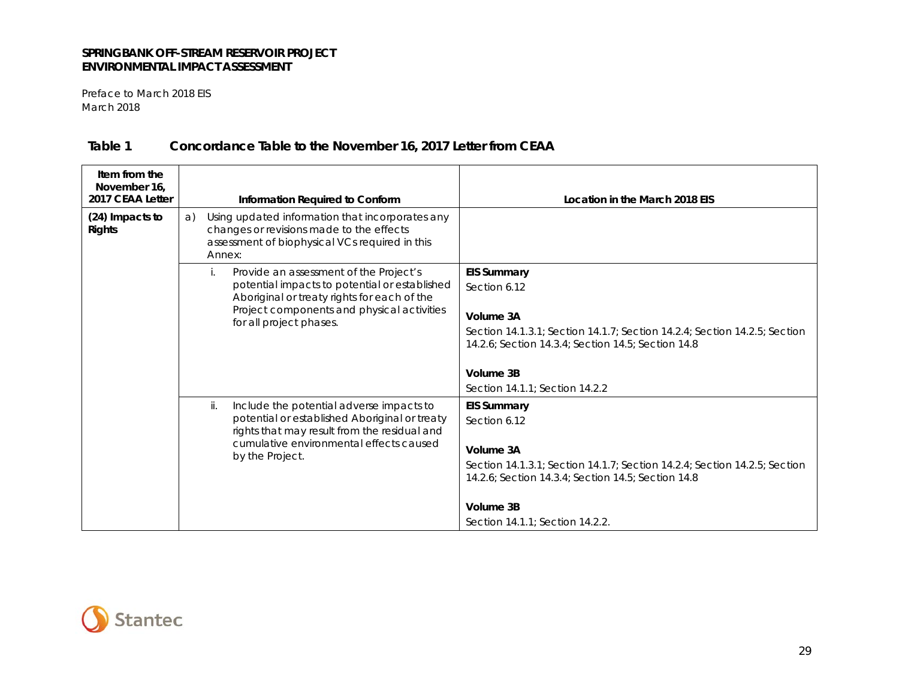**Table 1 Concordance Table to the November 16, 2017 Letter from CEAA**

| Item from the November 16, 2017 CEAA Letter | Information Required to Conform | Location in the March 2018 EIS |
|---|---|---|
| **(24) Impacts to Rights** | a) Using updated information that incorporates any changes or revisions made to the effects assessment of biophysical VCs required in this Annex: | |
| | i. Provide an assessment of the Project's potential impacts to potential or established Aboriginal or treaty rights for each of the Project components and physical activities for all project phases. | **EIS Summary**<br>Section 6.12<br><br>**Volume 3A**<br>Section 14.1.3.1; Section 14.1.7; Section 14.2.4; Section 14.2.5; Section 14.2.6; Section 14.3.4; Section 14.5; Section 14.8<br><br>**Volume 3B**<br>Section 14.1.1; Section 14.2.2 |
| | ii. Include the potential adverse impacts to potential or established Aboriginal or treaty rights that may result from the residual and cumulative environmental effects caused by the Project. | **EIS Summary**<br>Section 6.12<br><br>**Volume 3A**<br>Section 14.1.3.1; Section 14.1.7; Section 14.2.4; Section 14.2.5; Section 14.2.6; Section 14.3.4; Section 14.5; Section 14.8<br><br>**Volume 3B**<br>Section 14.1.1; Section 14.2.2. |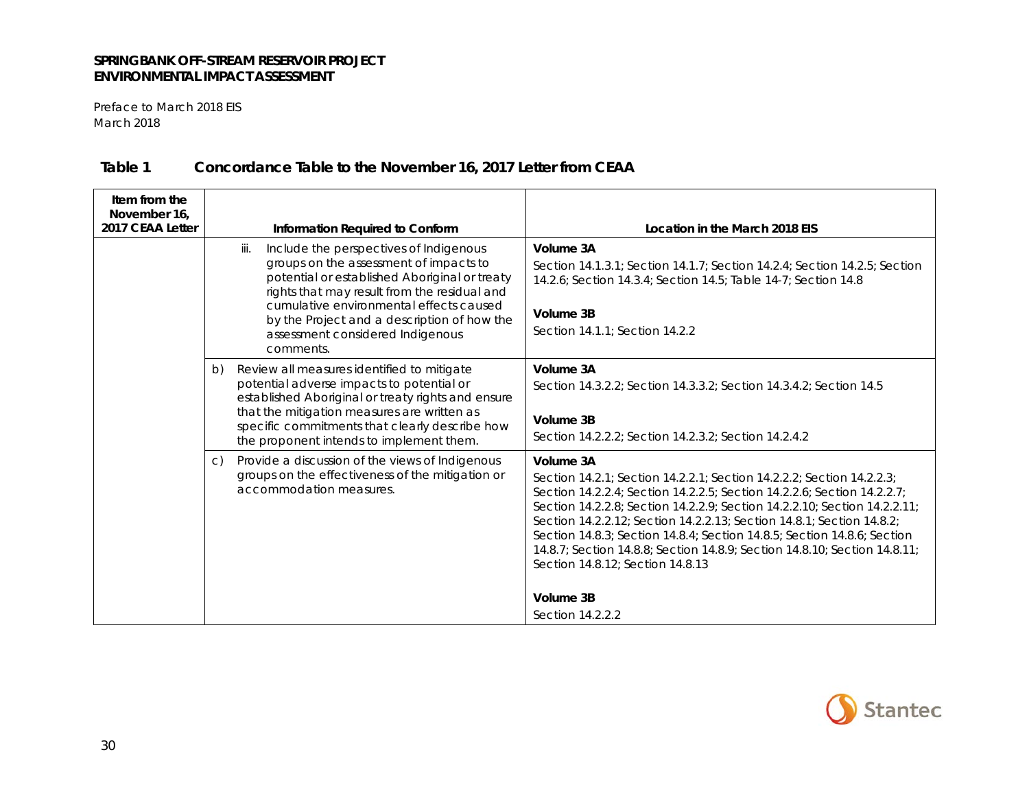### Table 1 Concordance Table to the November 16, 2017 Letter from CEAA

| Item from the November 16, 2017 CEAA Letter | Information Required to Conform | Location in the March 2018 EIS |
|---|---|---|
| | iii. Include the perspectives of Indigenous groups on the assessment of impacts to potential or established Aboriginal or treaty rights that may result from the residual and cumulative environmental effects caused by the Project and a description of how the assessment considered Indigenous comments. | **Volume 3A**<br>Section 14.1.3.1; Section 14.1.7; Section 14.2.4; Section 14.2.5; Section 14.2.6; Section 14.3.4; Section 14.5; Table 14-7; Section 14.8<br><br>**Volume 3B**<br>Section 14.1.1; Section 14.2.2 |
| | b) Review all measures identified to mitigate potential adverse impacts to potential or established Aboriginal or treaty rights and ensure that the mitigation measures are written as specific commitments that clearly describe how the proponent intends to implement them. | **Volume 3A**<br>Section 14.3.2.2; Section 14.3.3.2; Section 14.3.4.2; Section 14.5<br><br>**Volume 3B**<br>Section 14.2.2.2; Section 14.2.3.2; Section 14.2.4.2 |
| | c) Provide a discussion of the views of Indigenous groups on the effectiveness of the mitigation or accommodation measures. | **Volume 3A**<br>Section 14.2.1; Section 14.2.2.1; Section 14.2.2.2; Section 14.2.2.3; Section 14.2.2.4; Section 14.2.2.5; Section 14.2.2.6; Section 14.2.2.7; Section 14.2.2.8; Section 14.2.2.9; Section 14.2.2.10; Section 14.2.2.11; Section 14.2.2.12; Section 14.2.2.13; Section 14.8.1; Section 14.8.2; Section 14.8.3; Section 14.8.4; Section 14.8.5; Section 14.8.6; Section 14.8.7; Section 14.8.8; Section 14.8.9; Section 14.8.10; Section 14.8.11; Section 14.8.12; Section 14.8.13<br><br>**Volume 3B**<br>Section 14.2.2.2 |